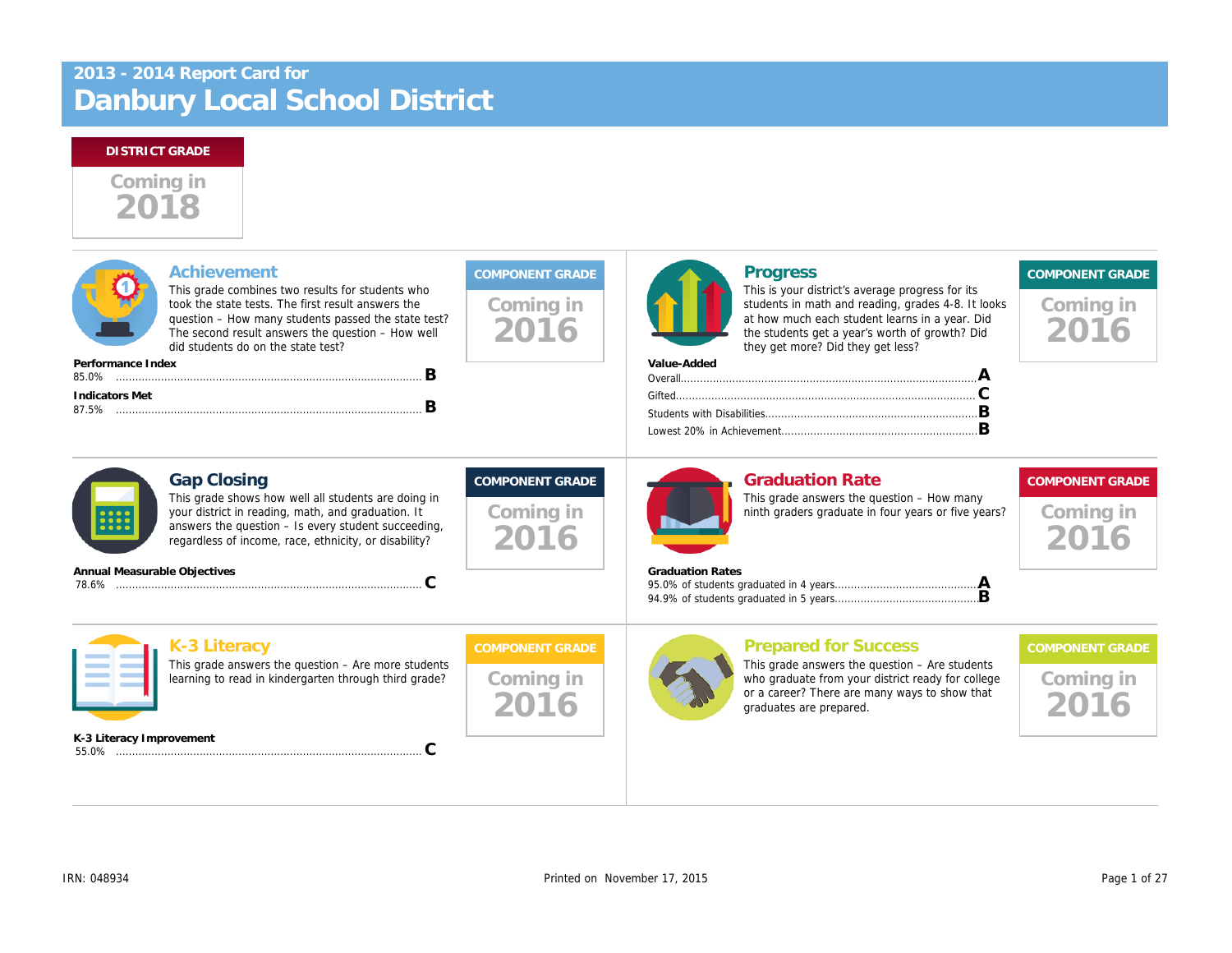# 2013 - 2014 Report Card for Danbury Local School District

**DISTRICT GRADE**

Coming in 2018

## Achievement

This grade combines two results for students who took the state tests. The first result answers the question – How many students passed the state test? The second result answers the question – How well did students do on the state test?

**COMPONENT GRADE**

Coming in 2016

**Performance Index**

85.0% ............................................................ **B**

**Indicators Met**

87.5% ............................................................ **B**

## Progress

This is your district's average progress for its students in math and reading, grades 4-8. It looks at how much each student learns in a year. Did the students get a year's worth of growth? Did they get more? Did they get less?

**COMPONENT GRADE**

Coming in 2016

**Value-Added**

Overall............................................................ **A**

Gifted............................................................ **C**

Students with Disabilities............................................................ **B**

Lowest 20% in Achievement............................................................ **B**

## Gap Closing

This grade shows how well all students are doing in your district in reading, math, and graduation. It answers the question – Is every student succeeding, regardless of income, race, ethnicity, or disability?

**COMPONENT GRADE**

Coming in 2016

**Annual Measurable Objectives**

78.6% ............................................................ **C**

## Graduation Rate

This grade answers the question – How many ninth graders graduate in four years or five years?

**COMPONENT GRADE**

Coming in 2016

**Graduation Rates**

95.0% of students graduated in 4 years............................................................ **A**

94.9% of students graduated in 5 years............................................................ **B**

## K-3 Literacy

This grade answers the question – Are more students learning to read in kindergarten through third grade?

**COMPONENT GRADE**

Coming in 2016

**K-3 Literacy Improvement**

55.0% ............................................................ **C**

## Prepared for Success

This grade answers the question – Are students who graduate from your district ready for college or a career? There are many ways to show that graduates are prepared.

**COMPONENT GRADE**

Coming in 2016

IRN: 048934

Printed on November 17, 2015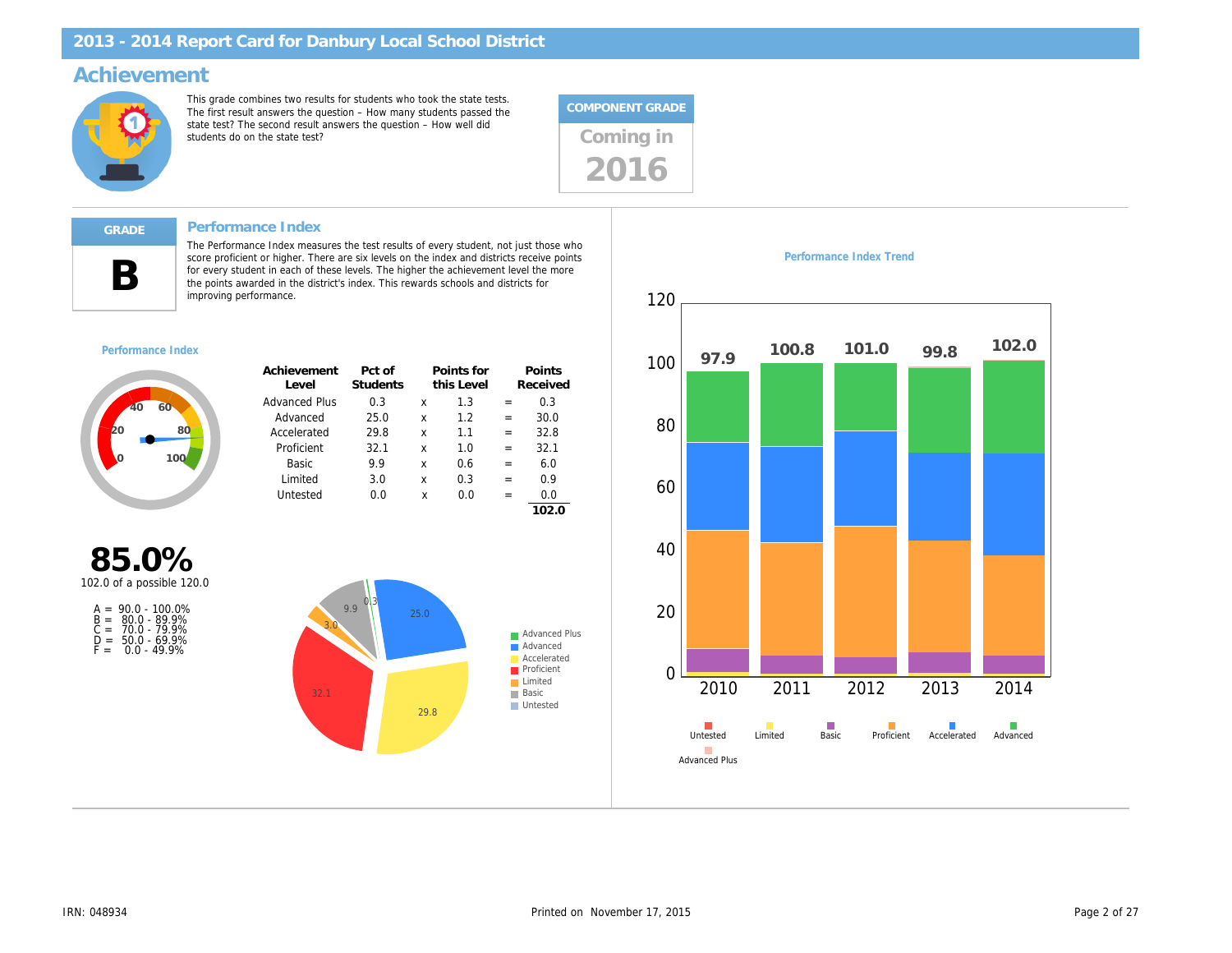# 2013 - 2014 Report Card for Danbury Local School District

## Achievement

This grade combines two results for students who took the state tests. The first result answers the question – How many students passed the state test? The second result answers the question – How well did students do on the state test?

**COMPONENT GRADE**

Coming in 2016

---

**GRADE**

**B**

### Performance Index

The Performance Index measures the test results of every student, not just those who score proficient or higher. There are six levels on the index and districts receive points for every student in each of these levels. The higher the achievement level the more the points awarded in the district's index. This rewards schools and districts for improving performance.

**Performance Index**

**85.0%**

102.0 of a possible 120.0

A = 90.0 - 100.0%
B = 80.0 - 89.9%
C = 70.0 - 79.9%
D = 50.0 - 69.9%
F = 0.0 - 49.9%

| Achievement Level | Pct of Students | | Points for this Level | | Points Received |
|---|---|---|---|---|---|
| Advanced Plus | 0.3 | x | 1.3 | = | 0.3 |
| Advanced | 25.0 | x | 1.2 | = | 30.0 |
| Accelerated | 29.8 | x | 1.1 | = | 32.8 |
| Proficient | 32.1 | x | 1.0 | = | 32.1 |
| Basic | 9.9 | x | 0.6 | = | 6.0 |
| Limited | 3.0 | x | 0.3 | = | 0.9 |
| Untested | 0.0 | x | 0.0 | = | 0.0 |
| | | | | | **102.0** |

**Performance Index Trend**

| Year | Performance Index |
|---|---|
| 2010 | 97.9 |
| 2011 | 100.8 |
| 2012 | 101.0 |
| 2013 | 99.8 |
| 2014 | 102.0 |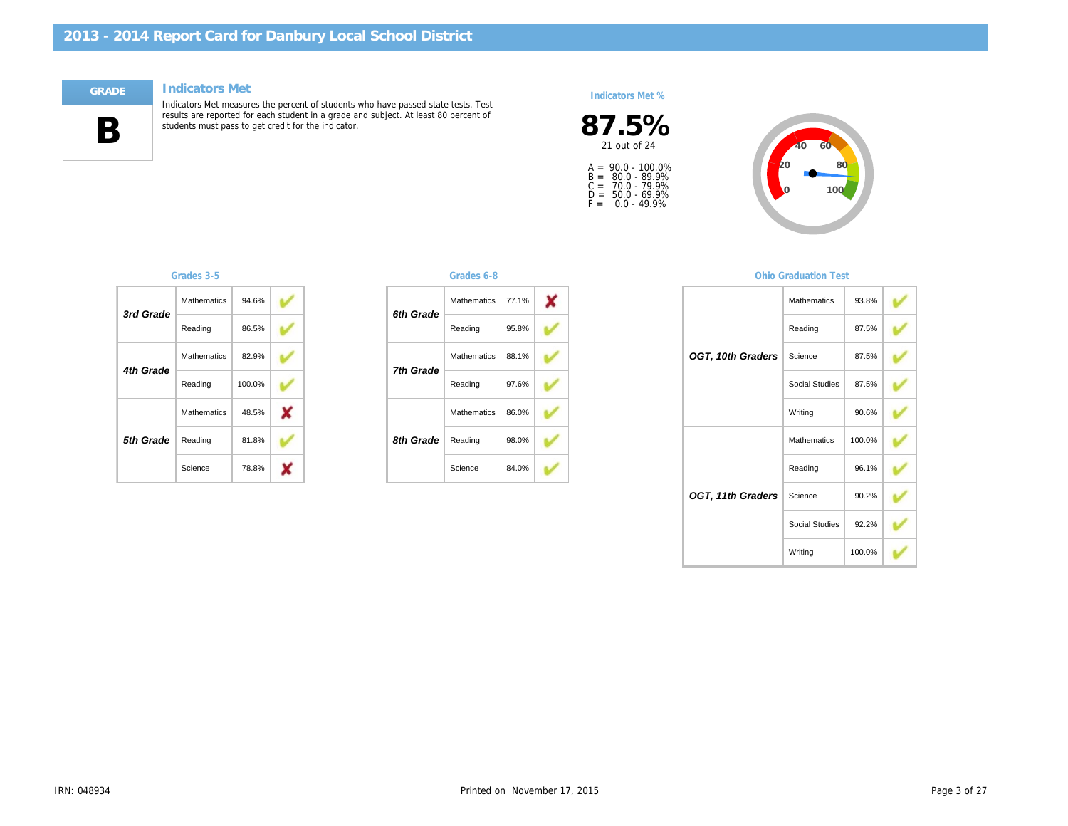# 2013 - 2014 Report Card for Danbury Local School District

**GRADE**

**B**

## Indicators Met

Indicators Met measures the percent of students who have passed state tests. Test results are reported for each student in a grade and subject. At least 80 percent of students must pass to get credit for the indicator.

### Indicators Met %

**87.5%**

21 out of 24

A = 90.0 - 100.0%
B = 80.0 - 89.9%
C = 70.0 - 79.9%
D = 50.0 - 69.9%
F = 0.0 - 49.9%

### Grades 3-5

| Grade | Subject | Percent | Met |
|---|---|---|---|
| ***3rd Grade*** | Mathematics | 94.6% | ✔ |
| | Reading | 86.5% | ✔ |
| ***4th Grade*** | Mathematics | 82.9% | ✔ |
| | Reading | 100.0% | ✔ |
| ***5th Grade*** | Mathematics | 48.5% | ✘ |
| | Reading | 81.8% | ✔ |
| | Science | 78.8% | ✘ |

### Grades 6-8

| Grade | Subject | Percent | Met |
|---|---|---|---|
| ***6th Grade*** | Mathematics | 77.1% | ✘ |
| | Reading | 95.8% | ✔ |
| ***7th Grade*** | Mathematics | 88.1% | ✔ |
| | Reading | 97.6% | ✔ |
| ***8th Grade*** | Mathematics | 86.0% | ✔ |
| | Reading | 98.0% | ✔ |
| | Science | 84.0% | ✔ |

### Ohio Graduation Test

| Test | Subject | Percent | Met |
|---|---|---|---|
| ***OGT, 10th Graders*** | Mathematics | 93.8% | ✔ |
| | Reading | 87.5% | ✔ |
| | Science | 87.5% | ✔ |
| | Social Studies | 87.5% | ✔ |
| | Writing | 90.6% | ✔ |
| ***OGT, 11th Graders*** | Mathematics | 100.0% | ✔ |
| | Reading | 96.1% | ✔ |
| | Science | 90.2% | ✔ |
| | Social Studies | 92.2% | ✔ |
| | Writing | 100.0% | ✔ |

IRN: 048934

Printed on November 17, 2015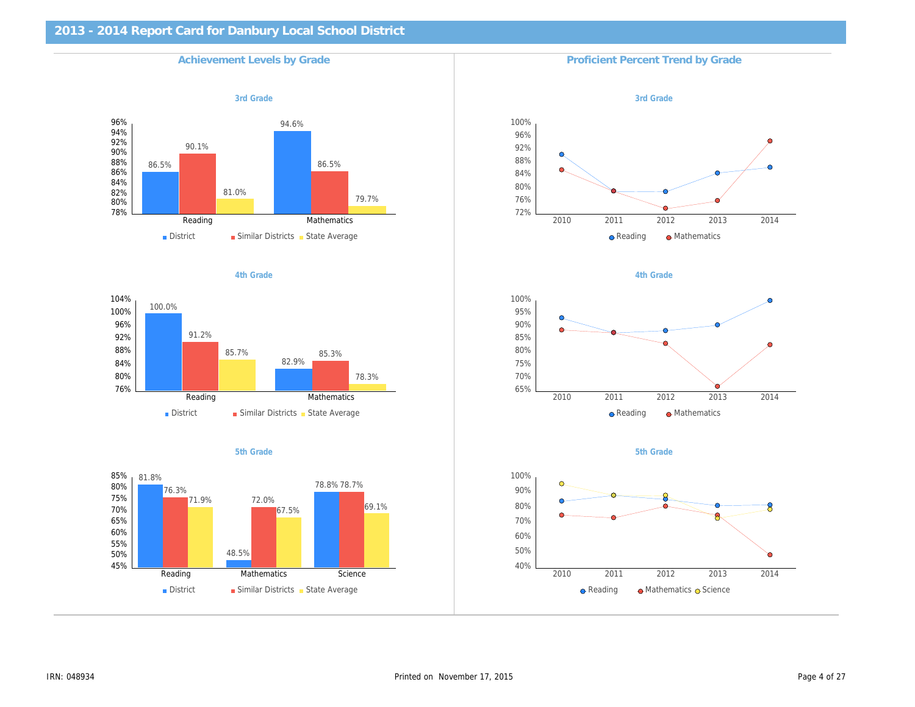# 2013 - 2014 Report Card for Danbury Local School District

## Achievement Levels by Grade

### 3rd Grade

| | District | Similar Districts | State Average |
|---|---|---|---|
| Reading | 86.5% | 90.1% | 81.0% |
| Mathematics | 94.6% | 86.5% | 79.7% |

### 4th Grade

| | District | Similar Districts | State Average |
|---|---|---|---|
| Reading | 100.0% | 91.2% | 85.7% |
| Mathematics | 82.9% | 85.3% | 78.3% |

### 5th Grade

| | District | Similar Districts | State Average |
|---|---|---|---|
| Reading | 81.8% | 76.3% | 71.9% |
| Mathematics | 48.5% | 72.0% | 67.5% |
| Science | 78.8% | 78.7% | 69.1% |

## Proficient Percent Trend by Grade

### 3rd Grade

Series: Reading, Mathematics (2010–2014)

### 4th Grade

Series: Reading, Mathematics (2010–2014)

### 5th Grade

Series: Reading, Mathematics, Science (2010–2014)

IRN: 048934

Printed on November 17, 2015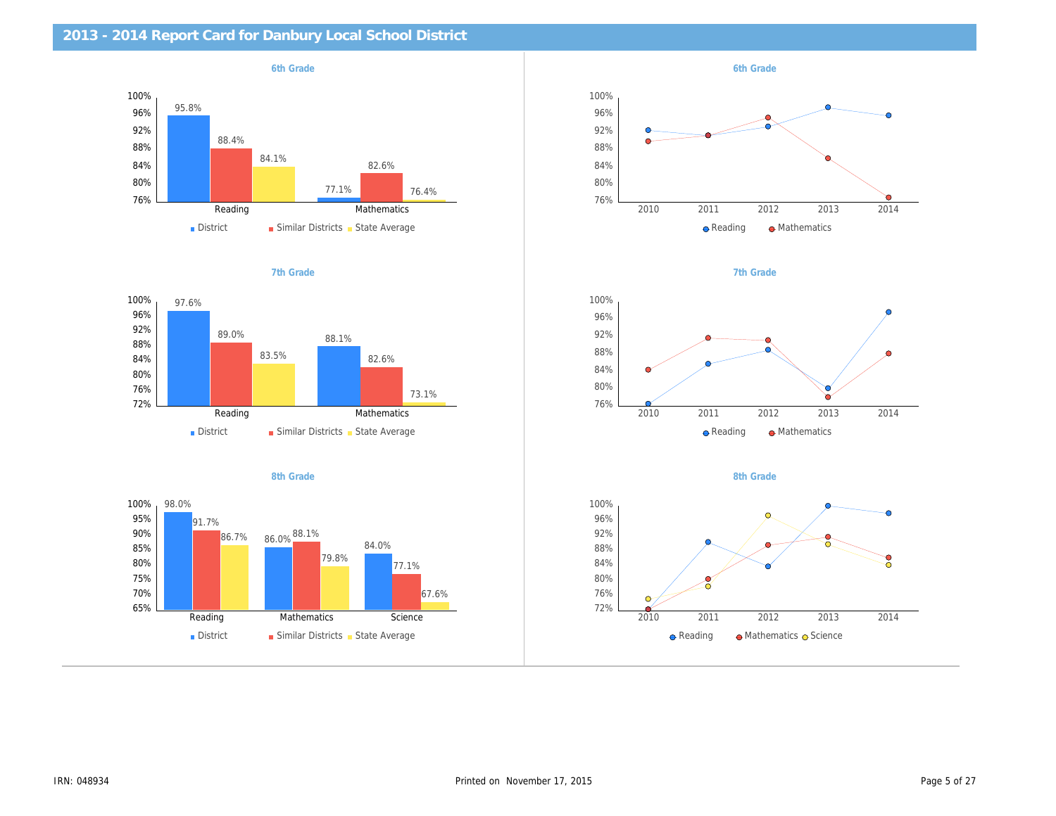## 2013 - 2014 Report Card for Danbury Local School District

### 6th Grade

| | District | Similar Districts | State Average |
|---|---|---|---|
| Reading | 95.8% | 88.4% | 84.1% |
| Mathematics | 77.1% | 82.6% | 76.4% |

### 6th Grade

Reading / Mathematics, 2010–2014

### 7th Grade

| | District | Similar Districts | State Average |
|---|---|---|---|
| Reading | 97.6% | 89.0% | 83.5% |
| Mathematics | 88.1% | 82.6% | 73.1% |

### 7th Grade

Reading / Mathematics, 2010–2014

### 8th Grade

| | District | Similar Districts | State Average |
|---|---|---|---|
| Reading | 98.0% | 91.7% | 86.7% |
| Mathematics | 86.0% | 88.1% | 79.8% |
| Science | 84.0% | 77.1% | 67.6% |

### 8th Grade

Reading / Mathematics / Science, 2010–2014

IRN: 048934

Printed on November 17, 2015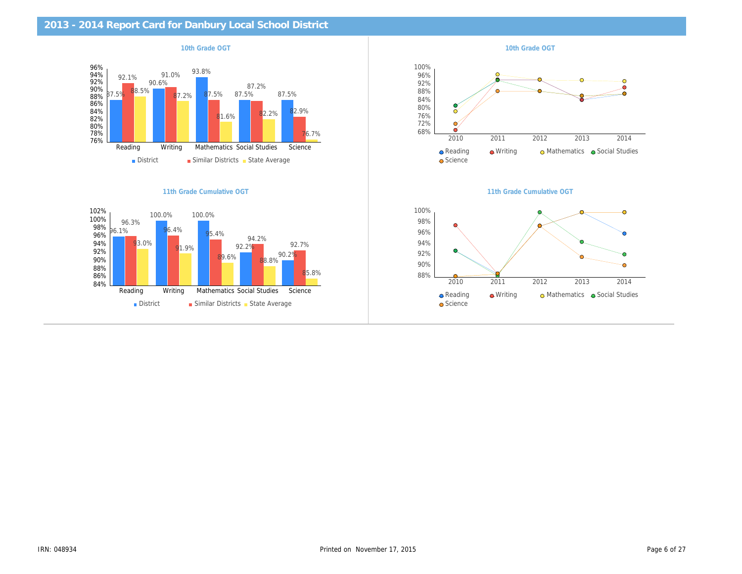# 2013 - 2014 Report Card for Danbury Local School District

## 10th Grade OGT

| | District | Similar Districts | State Average |
|---|---|---|---|
| Reading | 87.5% | 92.1% | 88.5% |
| Writing | 90.6% | 91.0% | 87.2% |
| Mathematics | 93.8% | 87.5% | 81.6% |
| Social Studies | 87.5% | 87.2% | 82.2% |
| Science | 87.5% | 82.9% | 76.7% |

## 10th Grade OGT

Reading, Writing, Mathematics, Social Studies, Science (2010–2014)

## 11th Grade Cumulative OGT

| | District | Similar Districts | State Average |
|---|---|---|---|
| Reading | 96.1% | 96.3% | 93.0% |
| Writing | 100.0% | 96.4% | 91.9% |
| Mathematics | 100.0% | 95.4% | 89.6% |
| Social Studies | 92.2% | 94.2% | 88.8% |
| Science | 90.2% | 92.7% | 85.8% |

## 11th Grade Cumulative OGT

Reading, Writing, Mathematics, Social Studies, Science (2010–2014)

IRN: 048934

Printed on November 17, 2015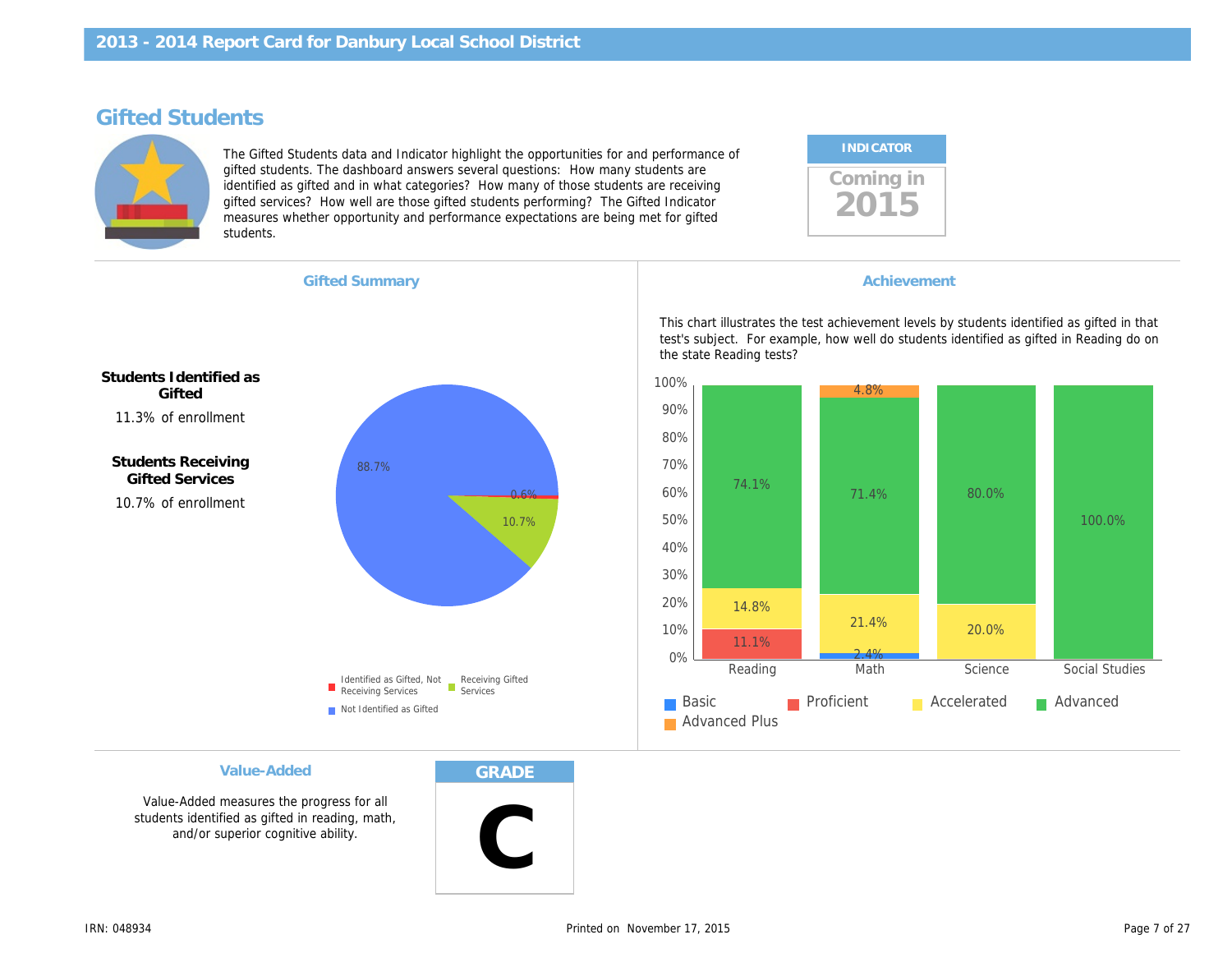# Gifted Students

The Gifted Students data and Indicator highlight the opportunities for and performance of gifted students. The dashboard answers several questions: How many students are identified as gifted and in what categories? How many of those students are receiving gifted services? How well are those gifted students performing? The Gifted Indicator measures whether opportunity and performance expectations are being met for gifted students.

**INDICATOR**

Coming in **2015**

## Gifted Summary

**Students Identified as Gifted**

11.3% of enrollment

**Students Receiving Gifted Services**

10.7% of enrollment

| Category | Percent |
|---|---|
| Not Identified as Gifted | 88.7% |
| Identified as Gifted, Not Receiving Services | 0.6% |
| Receiving Gifted Services | 10.7% |

## Achievement

This chart illustrates the test achievement levels by students identified as gifted in that test's subject. For example, how well do students identified as gifted in Reading do on the state Reading tests?

| Subject | Basic | Proficient | Accelerated | Advanced | Advanced Plus |
|---|---|---|---|---|---|
| Reading | | 11.1% | 14.8% | 74.1% | |
| Math | 2.4% | | 21.4% | 71.4% | 4.8% |
| Science | | | 20.0% | 80.0% | |
| Social Studies | | | | 100.0% | |

## Value-Added

Value-Added measures the progress for all students identified as gifted in reading, math, and/or superior cognitive ability.

**GRADE**

**C**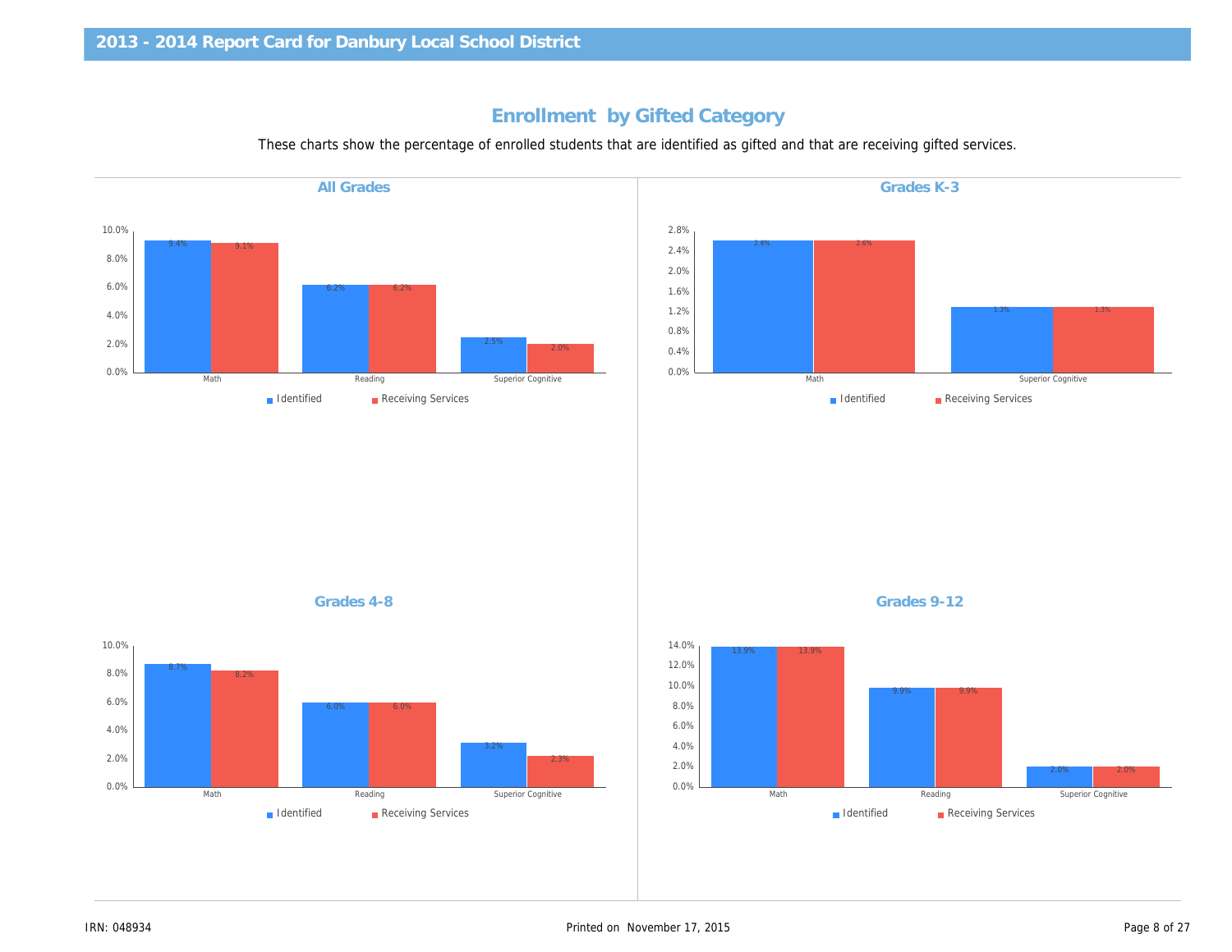# Enrollment by Gifted Category

These charts show the percentage of enrolled students that are identified as gifted and that are receiving gifted services.

## All Grades

| | Identified | Receiving Services |
|---|---|---|
| Math | 9.4% | 9.1% |
| Reading | 6.2% | 6.2% |
| Superior Cognitive | 2.5% | 2.0% |

## Grades K-3

| | Identified | Receiving Services |
|---|---|---|
| Math | 2.6% | 2.6% |
| Superior Cognitive | 1.3% | 1.3% |

## Grades 4-8

| | Identified | Receiving Services |
|---|---|---|
| Math | 8.7% | 8.2% |
| Reading | 6.0% | 6.0% |
| Superior Cognitive | 3.2% | 2.3% |

## Grades 9-12

| | Identified | Receiving Services |
|---|---|---|
| Math | 13.9% | 13.9% |
| Reading | 9.9% | 9.9% |
| Superior Cognitive | 2.0% | 2.0% |

IRN: 048934

Printed on November 17, 2015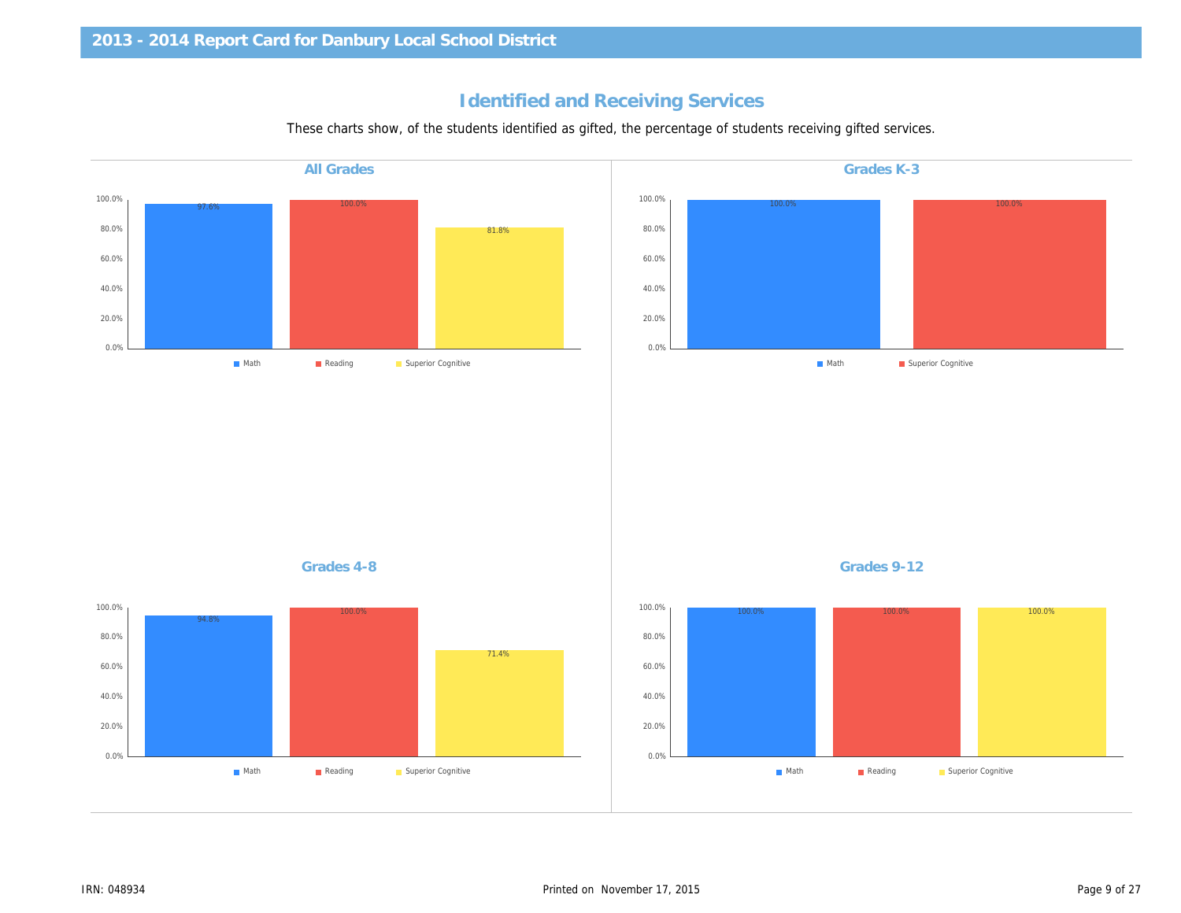## Identified and Receiving Services

These charts show, of the students identified as gifted, the percentage of students receiving gifted services.

### All Grades

| Math | Reading | Superior Cognitive |
| --- | --- | --- |
| 97.6% | 100.0% | 81.8% |

### Grades K-3

| Math | Superior Cognitive |
| --- | --- |
| 100.0% | 100.0% |

### Grades 4-8

| Math | Reading | Superior Cognitive |
| --- | --- | --- |
| 94.8% | 100.0% | 71.4% |

### Grades 9-12

| Math | Reading | Superior Cognitive |
| --- | --- | --- |
| 100.0% | 100.0% | 100.0% |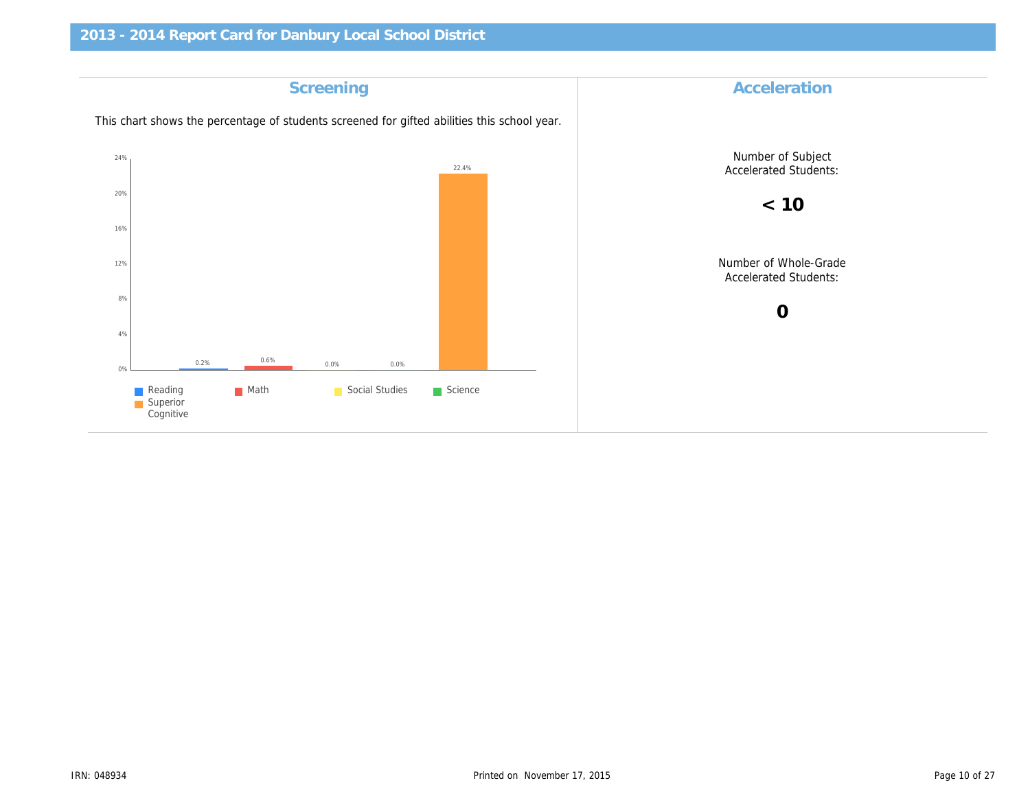# 2013 - 2014 Report Card for Danbury Local School District

## Screening

This chart shows the percentage of students screened for gifted abilities this school year.

| Category | Percentage |
| --- | --- |
| Reading | 0.2% |
| Math | 0.6% |
| Social Studies | 0.0% |
| Science | 0.0% |
| Superior Cognitive | 22.4% |

## Acceleration

Number of Subject Accelerated Students:

**< 10**

Number of Whole-Grade Accelerated Students:

**0**

IRN: 048934

Printed on November 17, 2015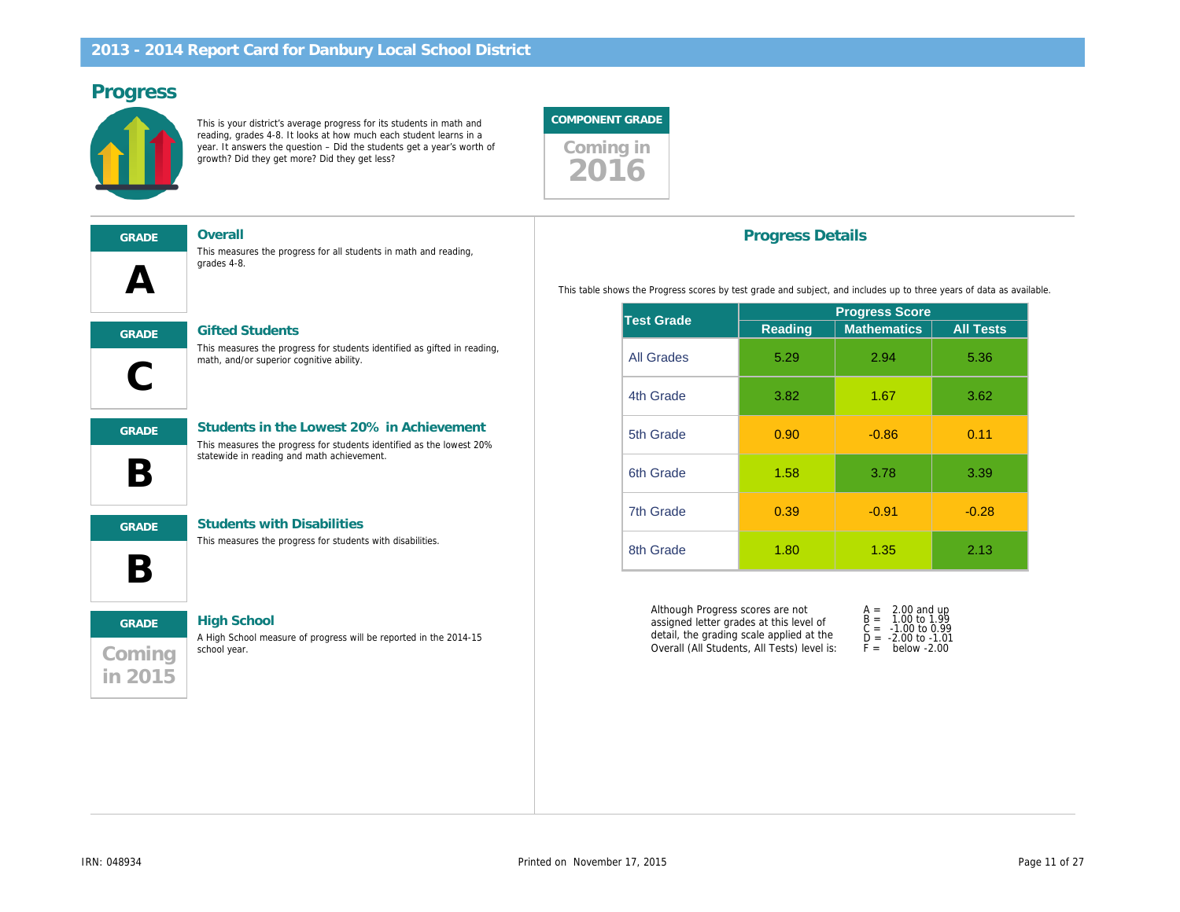## 2013 - 2014 Report Card for Danbury Local School District

# Progress

This is your district's average progress for its students in math and reading, grades 4-8. It looks at how much each student learns in a year. It answers the question – Did the students get a year's worth of growth? Did they get more? Did they get less?

**COMPONENT GRADE**

Coming in 2016

---

**GRADE**

**A**

### Overall

This measures the progress for all students in math and reading, grades 4-8.

**GRADE**

**C**

### Gifted Students

This measures the progress for students identified as gifted in reading, math, and/or superior cognitive ability.

**GRADE**

**B**

### Students in the Lowest 20% in Achievement

This measures the progress for students identified as the lowest 20% statewide in reading and math achievement.

**GRADE**

**B**

### Students with Disabilities

This measures the progress for students with disabilities.

**GRADE**

Coming in 2015

### High School

A High School measure of progress will be reported in the 2014-15 school year.

## Progress Details

This table shows the Progress scores by test grade and subject, and includes up to three years of data as available.

| Test Grade | Progress Score | | |
|---|---|---|---|
| | Reading | Mathematics | All Tests |
| All Grades | 5.29 | 2.94 | 5.36 |
| 4th Grade | 3.82 | 1.67 | 3.62 |
| 5th Grade | 0.90 | -0.86 | 0.11 |
| 6th Grade | 1.58 | 3.78 | 3.39 |
| 7th Grade | 0.39 | -0.91 | -0.28 |
| 8th Grade | 1.80 | 1.35 | 2.13 |

Although Progress scores are not assigned letter grades at this level of detail, the grading scale applied at the Overall (All Students, All Tests) level is:

A = 2.00 and up
B = 1.00 to 1.99
C = -1.00 to 0.99
D = -2.00 to -1.01
F = below -2.00

IRN: 048934

Printed on November 17, 2015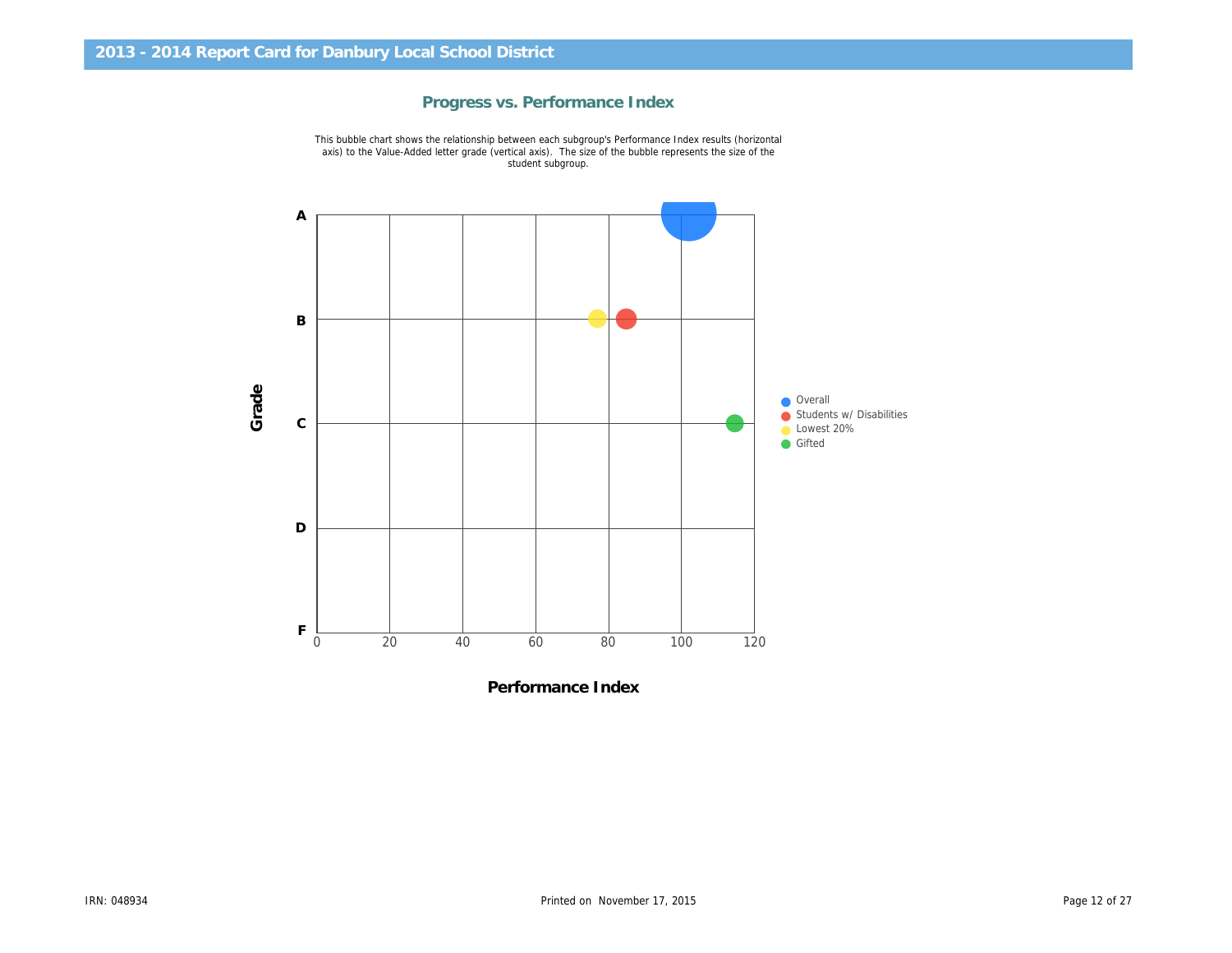## 2013 - 2014 Report Card for Danbury Local School District

### Progress vs. Performance Index

This bubble chart shows the relationship between each subgroup's Performance Index results (horizontal axis) to the Value-Added letter grade (vertical axis). The size of the bubble represents the size of the student subgroup.

Grade

A

B

C

D

F

0 20 40 60 80 100 120

Performance Index

- Overall
- Students w/ Disabilities
- Lowest 20%
- Gifted

IRN: 048934

Printed on November 17, 2015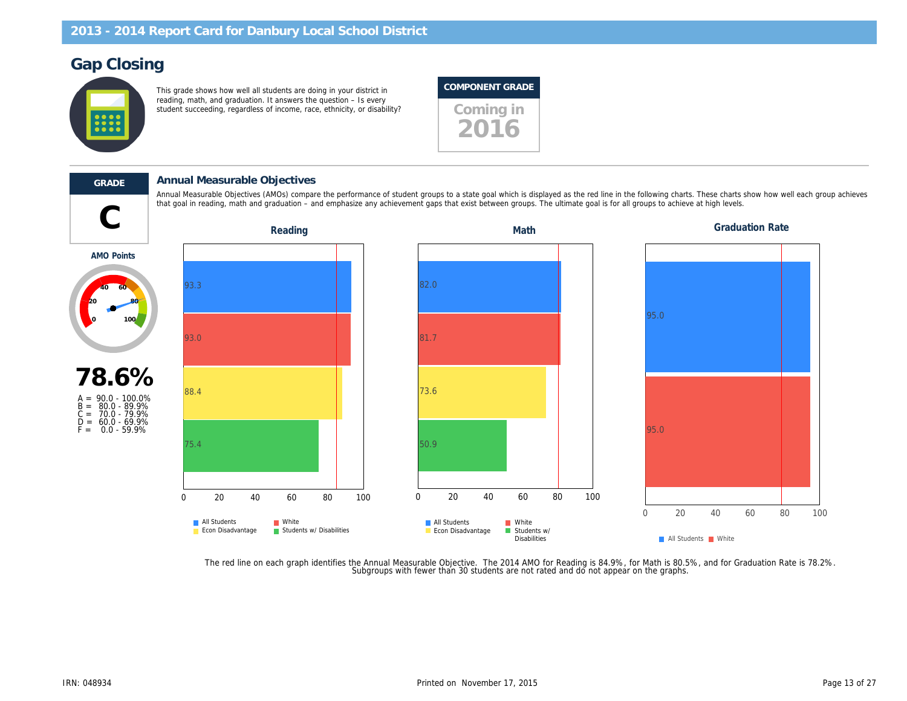## 2013 - 2014 Report Card for Danbury Local School District

# Gap Closing

This grade shows how well all students are doing in your district in reading, math, and graduation. It answers the question – Is every student succeeding, regardless of income, race, ethnicity, or disability?

**COMPONENT GRADE**

Coming in 2016

**GRADE**

**C**

**AMO Points**

**78.6%**

A = 90.0 - 100.0%
B = 80.0 - 89.9%
C = 70.0 - 79.9%
D = 60.0 - 69.9%
F = 0.0 - 59.9%

### Annual Measurable Objectives

Annual Measurable Objectives (AMOs) compare the performance of student groups to a state goal which is displayed as the red line in the following charts. These charts show how well each group achieves that goal in reading, math and graduation – and emphasize any achievement gaps that exist between groups. The ultimate goal is for all groups to achieve at high levels.

**Reading**

| Group | Value |
|---|---|
| All Students | 93.3 |
| White | 93.0 |
| Econ Disadvantage | 88.4 |
| Students w/ Disabilities | 75.4 |

**Math**

| Group | Value |
|---|---|
| All Students | 82.0 |
| White | 81.7 |
| Econ Disadvantage | 73.6 |
| Students w/ Disabilities | 50.9 |

**Graduation Rate**

| Group | Value |
|---|---|
| All Students | 95.0 |
| White | 95.0 |

The red line on each graph identifies the Annual Measurable Objective. The 2014 AMO for Reading is 84.9%, for Math is 80.5%, and for Graduation Rate is 78.2%. Subgroups with fewer than 30 students are not rated and do not appear on the graphs.

IRN: 048934

Printed on November 17, 2015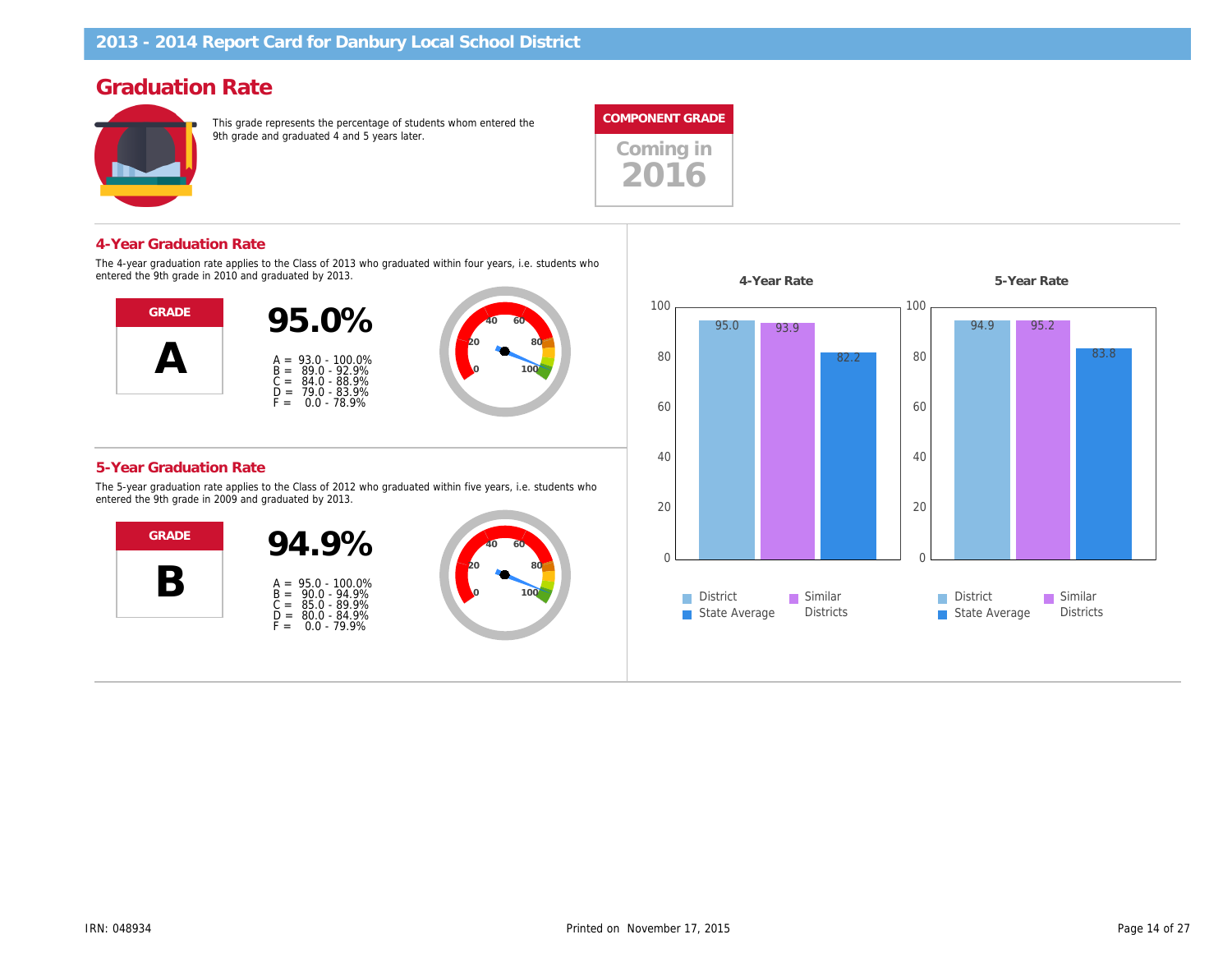# 2013 - 2014 Report Card for Danbury Local School District

## Graduation Rate

This grade represents the percentage of students whom entered the 9th grade and graduated 4 and 5 years later.

**COMPONENT GRADE**

Coming in 2016

### 4-Year Graduation Rate

The 4-year graduation rate applies to the Class of 2013 who graduated within four years, i.e. students who entered the 9th grade in 2010 and graduated by 2013.

**GRADE**

**A**

**95.0%**

A = 93.0 - 100.0%
B = 89.0 - 92.9%
C = 84.0 - 88.9%
D = 79.0 - 83.9%
F = 0.0 - 78.9%

### 5-Year Graduation Rate

The 5-year graduation rate applies to the Class of 2012 who graduated within five years, i.e. students who entered the 9th grade in 2009 and graduated by 2013.

**GRADE**

**B**

**94.9%**

A = 95.0 - 100.0%
B = 90.0 - 94.9%
C = 85.0 - 89.9%
D = 80.0 - 84.9%
F = 0.0 - 79.9%

| | 4-Year Rate | 5-Year Rate |
|---|---|---|
| District | 95.0 | 94.9 |
| Similar Districts | 93.9 | 95.2 |
| State Average | 82.2 | 83.8 |

IRN: 048934

Printed on November 17, 2015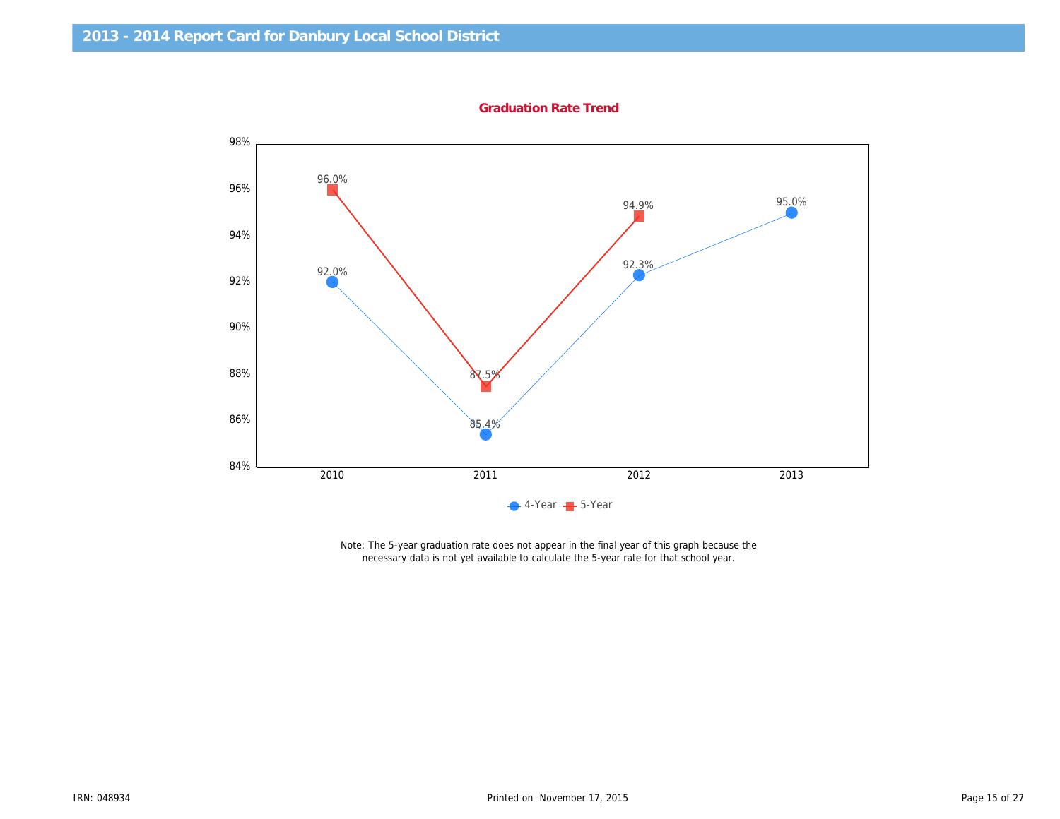# 2013 - 2014 Report Card for Danbury Local School District

## Graduation Rate Trend

| Year | 4-Year | 5-Year |
|---|---|---|
| 2010 | 92.0% | 96.0% |
| 2011 | 85.4% | 87.5% |
| 2012 | 92.3% | 94.9% |
| 2013 | 95.0% | |

Note: The 5-year graduation rate does not appear in the final year of this graph because the necessary data is not yet available to calculate the 5-year rate for that school year.

IRN: 048934

Printed on November 17, 2015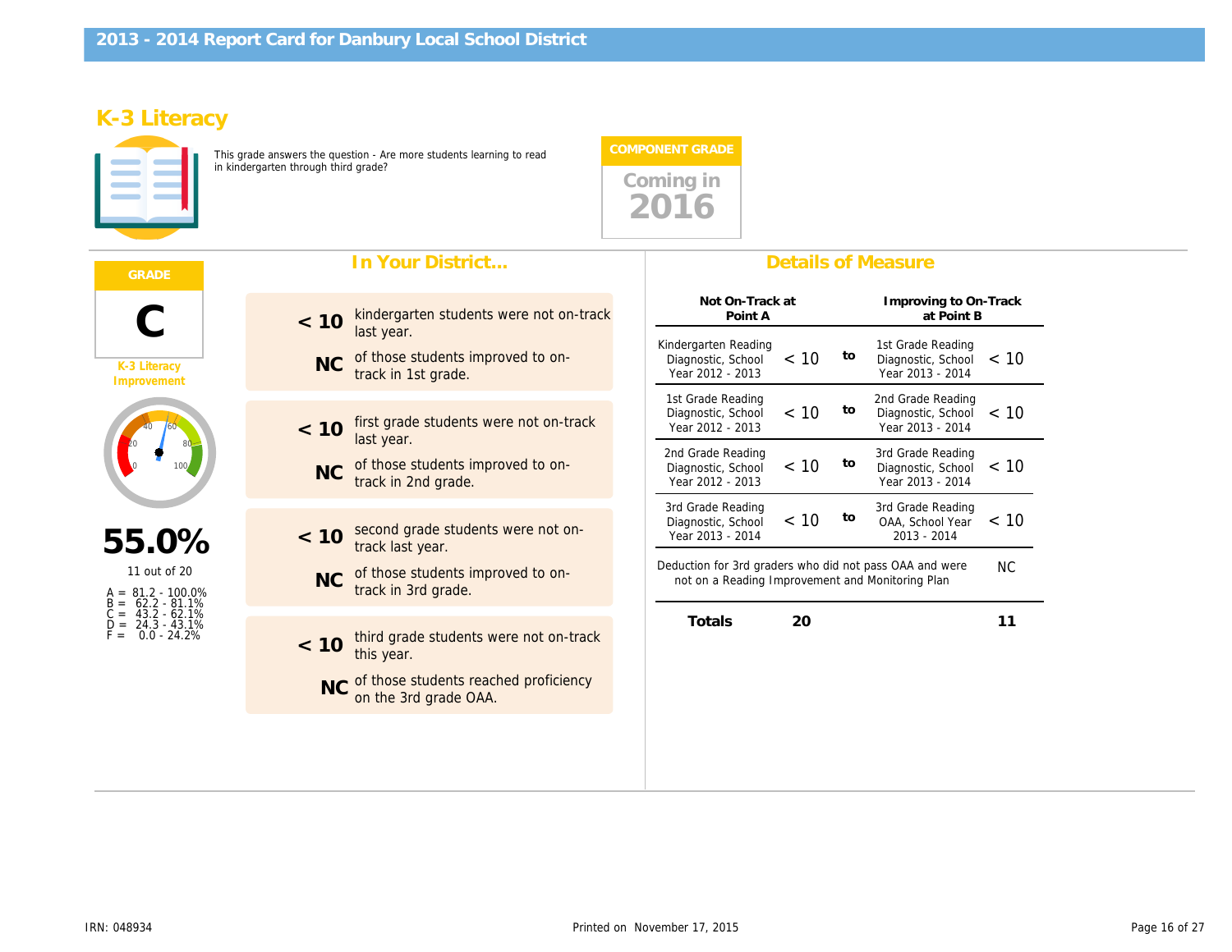# 2013 - 2014 Report Card for Danbury Local School District

## K-3 Literacy

This grade answers the question - Are more students learning to read in kindergarten through third grade?

**COMPONENT GRADE**

Coming in **2016**

**GRADE**

# C

K-3 Literacy Improvement

**55.0%**

11 out of 20

A = 81.2 - 100.0%
B = 62.2 - 81.1%
C = 43.2 - 62.1%
D = 24.3 - 43.1%
F = 0.0 - 24.2%

### In Your District...

**< 10** kindergarten students were not on-track last year.

**NC** of those students improved to on-track in 1st grade.

**< 10** first grade students were not on-track last year.

**NC** of those students improved to on-track in 2nd grade.

**< 10** second grade students were not on-track last year.

**NC** of those students improved to on-track in 3rd grade.

**< 10** third grade students were not on-track this year.

**NC** of those students reached proficiency on the 3rd grade OAA.

### Details of Measure

| Not On-Track at Point A | | | Improving to On-Track at Point B | |
|---|---|---|---|---|
| Kindergarten Reading Diagnostic, School Year 2012 - 2013 | < 10 | to | 1st Grade Reading Diagnostic, School Year 2013 - 2014 | < 10 |
| 1st Grade Reading Diagnostic, School Year 2012 - 2013 | < 10 | to | 2nd Grade Reading Diagnostic, School Year 2013 - 2014 | < 10 |
| 2nd Grade Reading Diagnostic, School Year 2012 - 2013 | < 10 | to | 3rd Grade Reading Diagnostic, School Year 2013 - 2014 | < 10 |
| 3rd Grade Reading Diagnostic, School Year 2013 - 2014 | < 10 | to | 3rd Grade Reading OAA, School Year 2013 - 2014 | < 10 |
| Deduction for 3rd graders who did not pass OAA and were not on a Reading Improvement and Monitoring Plan | | | | NC |
| **Totals** | **20** | | | **11** |

IRN: 048934

Printed on November 17, 2015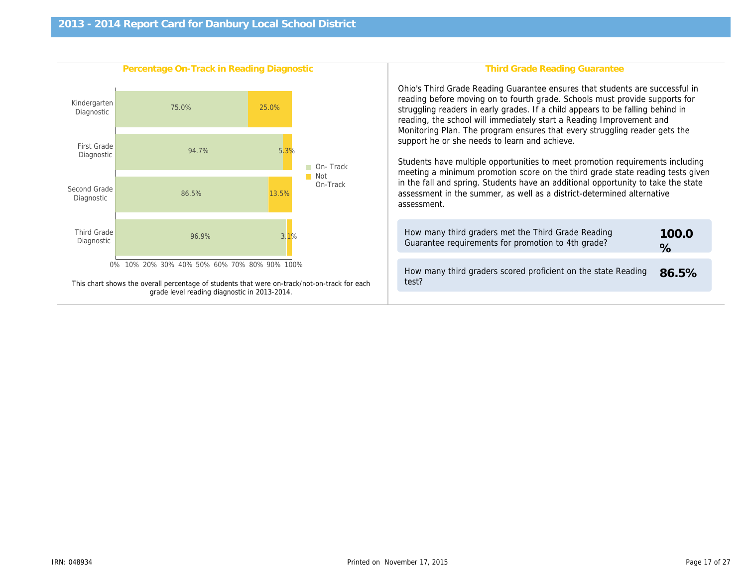## 2013 - 2014 Report Card for Danbury Local School District

### Percentage On-Track in Reading Diagnostic

| Diagnostic | On- Track | Not On-Track |
|---|---|---|
| Kindergarten Diagnostic | 75.0% | 25.0% |
| First Grade Diagnostic | 94.7% | 5.3% |
| Second Grade Diagnostic | 86.5% | 13.5% |
| Third Grade Diagnostic | 96.9% | 3.1% |

This chart shows the overall percentage of students that were on-track/not-on-track for each grade level reading diagnostic in 2013-2014.

### Third Grade Reading Guarantee

Ohio's Third Grade Reading Guarantee ensures that students are successful in reading before moving on to fourth grade. Schools must provide supports for struggling readers in early grades. If a child appears to be falling behind in reading, the school will immediately start a Reading Improvement and Monitoring Plan. The program ensures that every struggling reader gets the support he or she needs to learn and achieve.

Students have multiple opportunities to meet promotion requirements including meeting a minimum promotion score on the third grade state reading tests given in the fall and spring. Students have an additional opportunity to take the state assessment in the summer, as well as a district-determined alternative assessment.

| | |
|---|---|
| How many third graders met the Third Grade Reading Guarantee requirements for promotion to 4th grade? | **100.0 %** |
| How many third graders scored proficient on the state Reading test? | **86.5%** |

IRN: 048934

Printed on November 17, 2015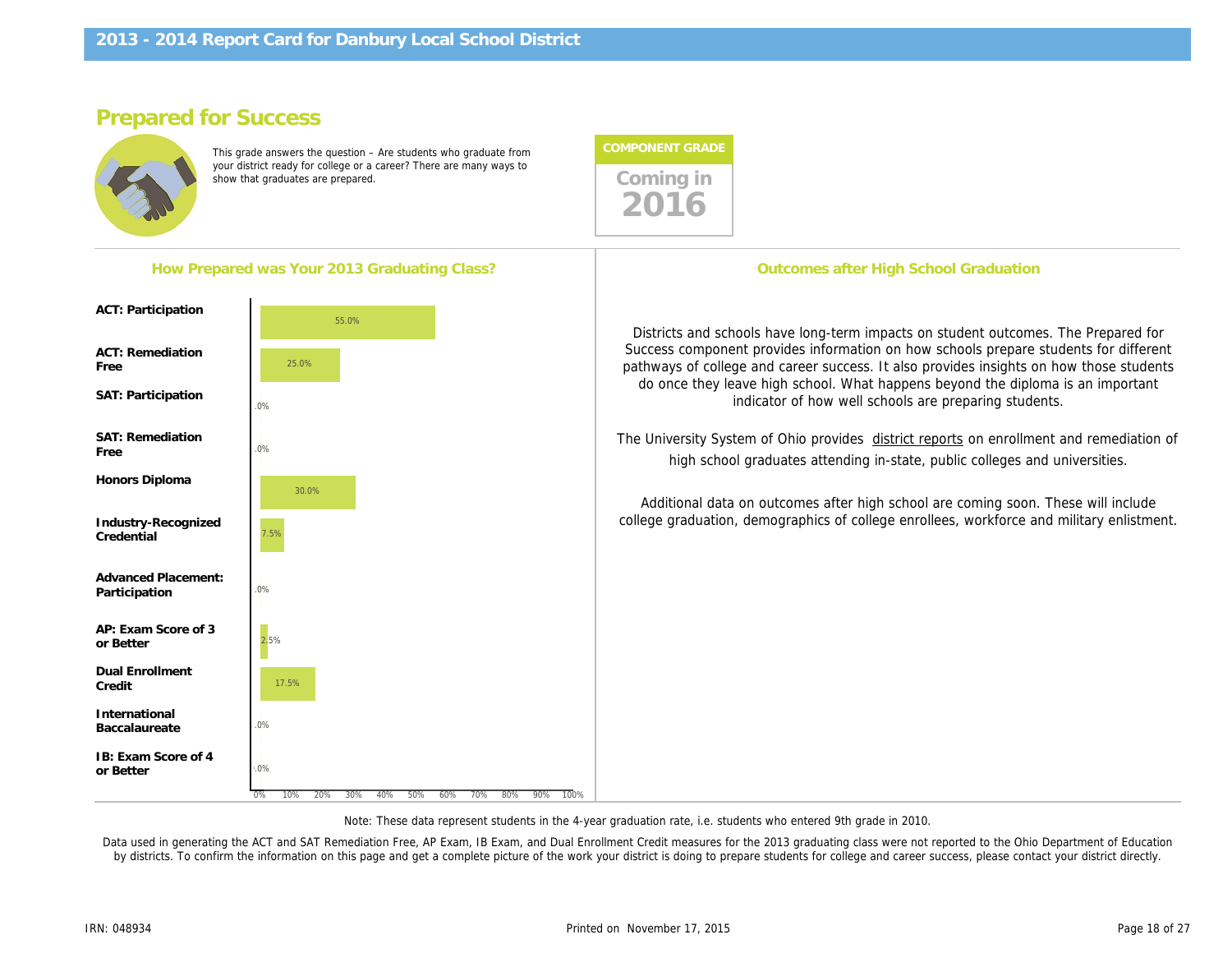## 2013 - 2014 Report Card for Danbury Local School District

# Prepared for Success

This grade answers the question – Are students who graduate from your district ready for college or a career? There are many ways to show that graduates are prepared.

**COMPONENT GRADE**

Coming in 2016

### How Prepared was Your 2013 Graduating Class?

| Measure | Percent |
|---|---|
| ACT: Participation | 55.0% |
| ACT: Remediation Free | 25.0% |
| SAT: Participation | .0% |
| SAT: Remediation Free | .0% |
| Honors Diploma | 30.0% |
| Industry-Recognized Credential | 7.5% |
| Advanced Placement: Participation | .0% |
| AP: Exam Score of 3 or Better | 2.5% |
| Dual Enrollment Credit | 17.5% |
| International Baccalaureate | .0% |
| IB: Exam Score of 4 or Better | .0% |

### Outcomes after High School Graduation

Districts and schools have long-term impacts on student outcomes. The Prepared for Success component provides information on how schools prepare students for different pathways of college and career success. It also provides insights on how those students do once they leave high school. What happens beyond the diploma is an important indicator of how well schools are preparing students.

The University System of Ohio provides district reports on enrollment and remediation of high school graduates attending in-state, public colleges and universities.

Additional data on outcomes after high school are coming soon. These will include college graduation, demographics of college enrollees, workforce and military enlistment.

Note: These data represent students in the 4-year graduation rate, i.e. students who entered 9th grade in 2010.

Data used in generating the ACT and SAT Remediation Free, AP Exam, IB Exam, and Dual Enrollment Credit measures for the 2013 graduating class were not reported to the Ohio Department of Education by districts. To confirm the information on this page and get a complete picture of the work your district is doing to prepare students for college and career success, please contact your district directly.

IRN: 048934

Printed on November 17, 2015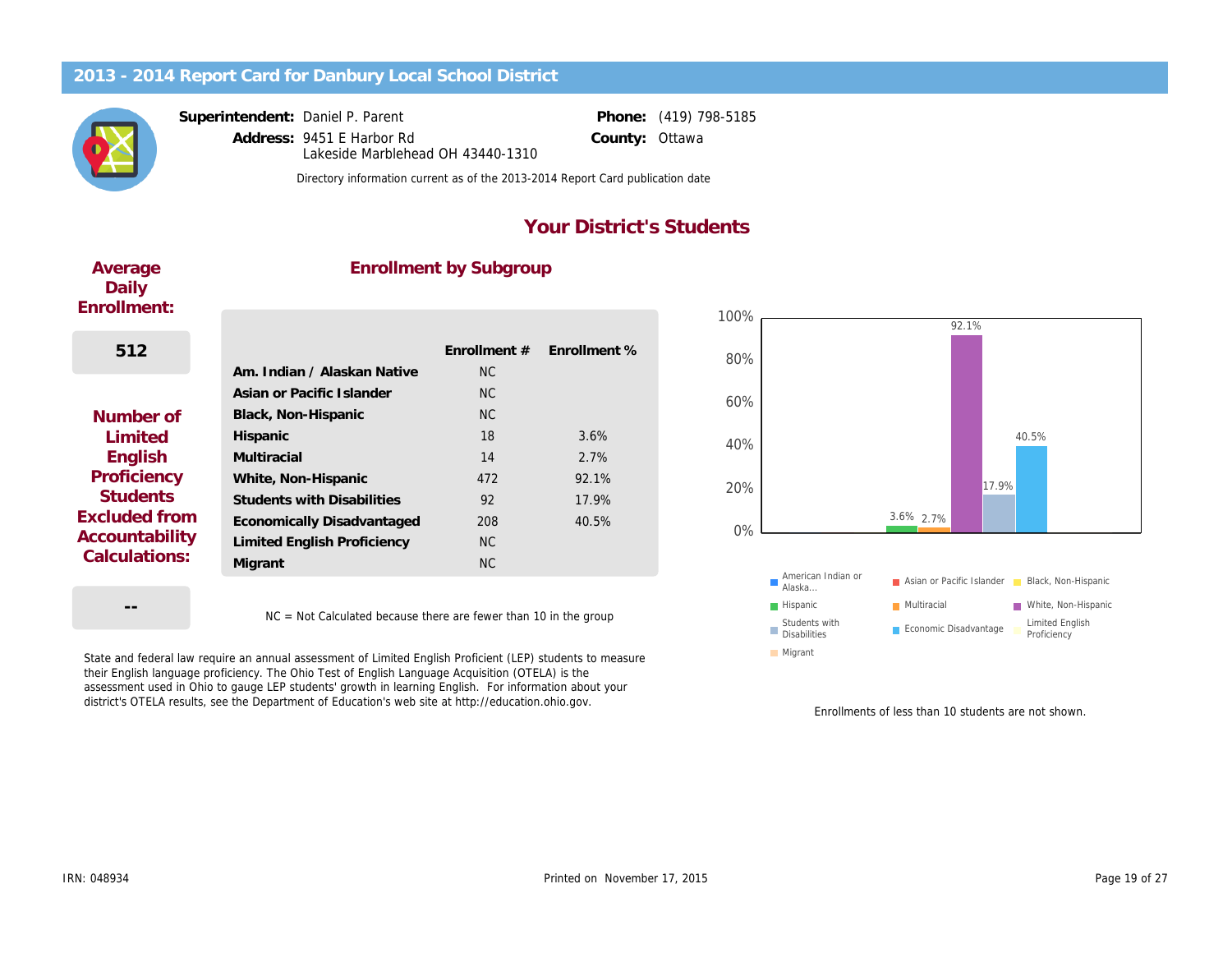# 2013 - 2014 Report Card for Danbury Local School District

**Superintendent:** Daniel P. Parent
**Address:** 9451 E Harbor Rd
Lakeside Marblehead OH 43440-1310

**Phone:** (419) 798-5185
**County:** Ottawa

Directory information current as of the 2013-2014 Report Card publication date

## Your District's Students

### Average Daily Enrollment:

512

### Number of Limited English Proficiency Students Excluded from Accountability Calculations:

--

### Enrollment by Subgroup

| | Enrollment # | Enrollment % |
|---|---|---|
| Am. Indian / Alaskan Native | NC | |
| Asian or Pacific Islander | NC | |
| Black, Non-Hispanic | NC | |
| Hispanic | 18 | 3.6% |
| Multiracial | 14 | 2.7% |
| White, Non-Hispanic | 472 | 92.1% |
| Students with Disabilities | 92 | 17.9% |
| Economically Disadvantaged | 208 | 40.5% |
| Limited English Proficiency | NC | |
| Migrant | NC | |

NC = Not Calculated because there are fewer than 10 in the group

State and federal law require an annual assessment of Limited English Proficient (LEP) students to measure their English language proficiency. The Ohio Test of English Language Acquisition (OTELA) is the assessment used in Ohio to gauge LEP students' growth in learning English. For information about your district's OTELA results, see the Department of Education's web site at http://education.ohio.gov.

Enrollments of less than 10 students are not shown.

IRN: 048934

Printed on November 17, 2015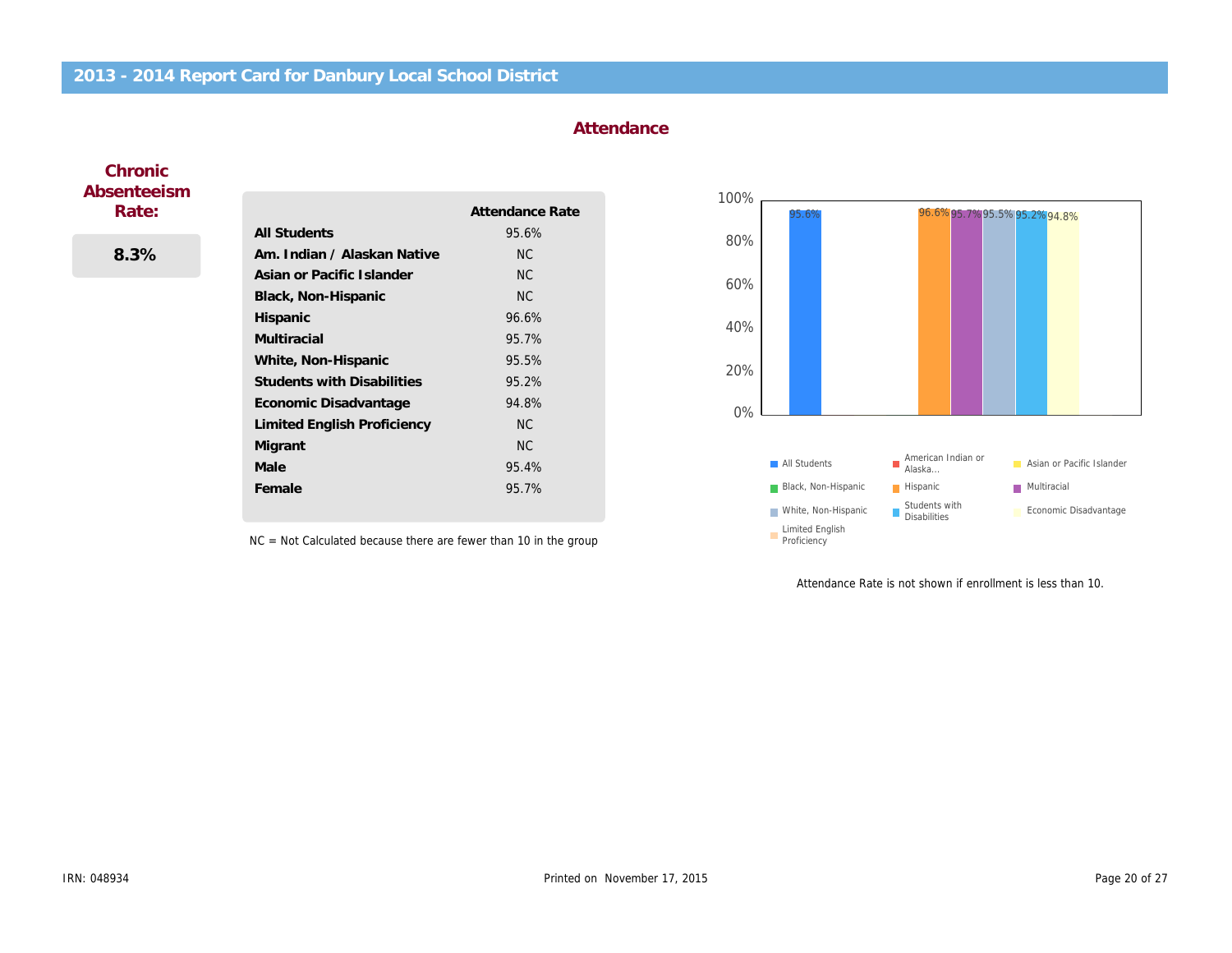# 2013 - 2014 Report Card for Danbury Local School District

## Attendance

### Chronic Absenteeism Rate:

**8.3%**

| | Attendance Rate |
|---|---|
| **All Students** | 95.6% |
| **Am. Indian / Alaskan Native** | NC |
| **Asian or Pacific Islander** | NC |
| **Black, Non-Hispanic** | NC |
| **Hispanic** | 96.6% |
| **Multiracial** | 95.7% |
| **White, Non-Hispanic** | 95.5% |
| **Students with Disabilities** | 95.2% |
| **Economic Disadvantage** | 94.8% |
| **Limited English Proficiency** | NC |
| **Migrant** | NC |
| **Male** | 95.4% |
| **Female** | 95.7% |

NC = Not Calculated because there are fewer than 10 in the group

| Group | Attendance Rate |
|---|---|
| All Students | 95.6% |
| Hispanic | 96.6% |
| Multiracial | 95.7% |
| White, Non-Hispanic | 95.5% |
| Students with Disabilities | 95.2% |
| Economic Disadvantage | 94.8% |

Legend: All Students, American Indian or Alaska..., Asian or Pacific Islander, Black, Non-Hispanic, Hispanic, Multiracial, White, Non-Hispanic, Students with Disabilities, Economic Disadvantage, Limited English Proficiency

Attendance Rate is not shown if enrollment is less than 10.

IRN: 048934

Printed on November 17, 2015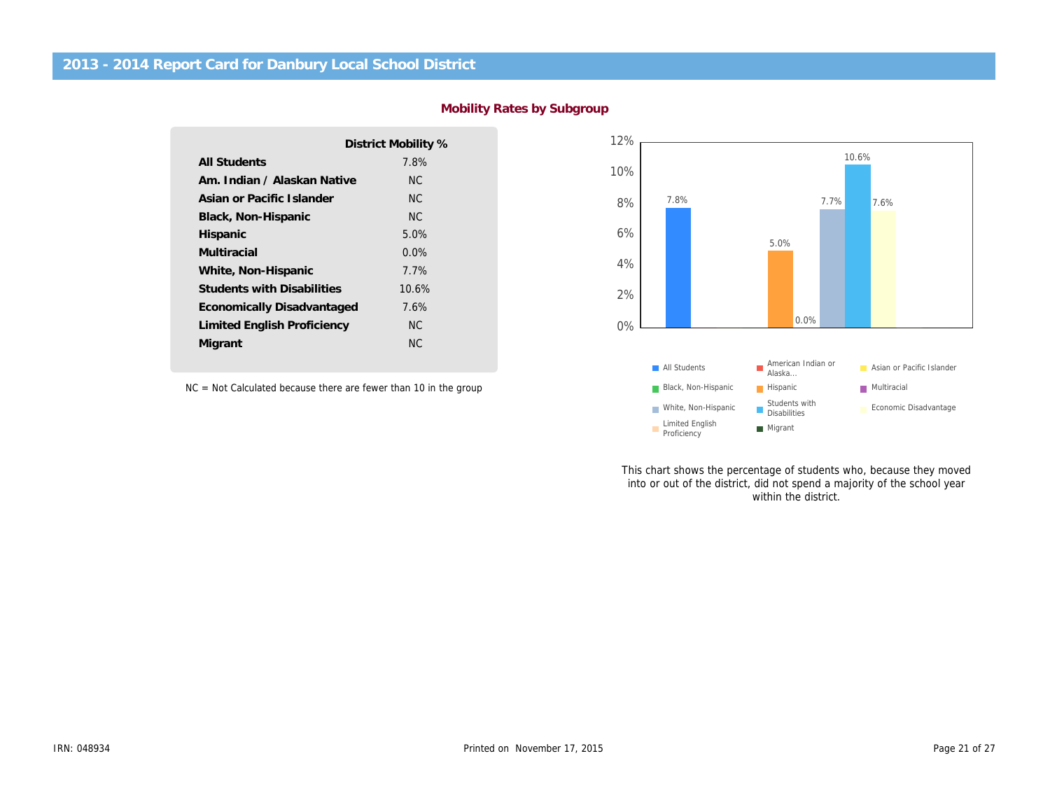## 2013 - 2014 Report Card for Danbury Local School District

### Mobility Rates by Subgroup

| | District Mobility % |
|---|---|
| **All Students** | 7.8% |
| **Am. Indian / Alaskan Native** | NC |
| **Asian or Pacific Islander** | NC |
| **Black, Non-Hispanic** | NC |
| **Hispanic** | 5.0% |
| **Multiracial** | 0.0% |
| **White, Non-Hispanic** | 7.7% |
| **Students with Disabilities** | 10.6% |
| **Economically Disadvantaged** | 7.6% |
| **Limited English Proficiency** | NC |
| **Migrant** | NC |

NC = Not Calculated because there are fewer than 10 in the group

This chart shows the percentage of students who, because they moved into or out of the district, did not spend a majority of the school year within the district.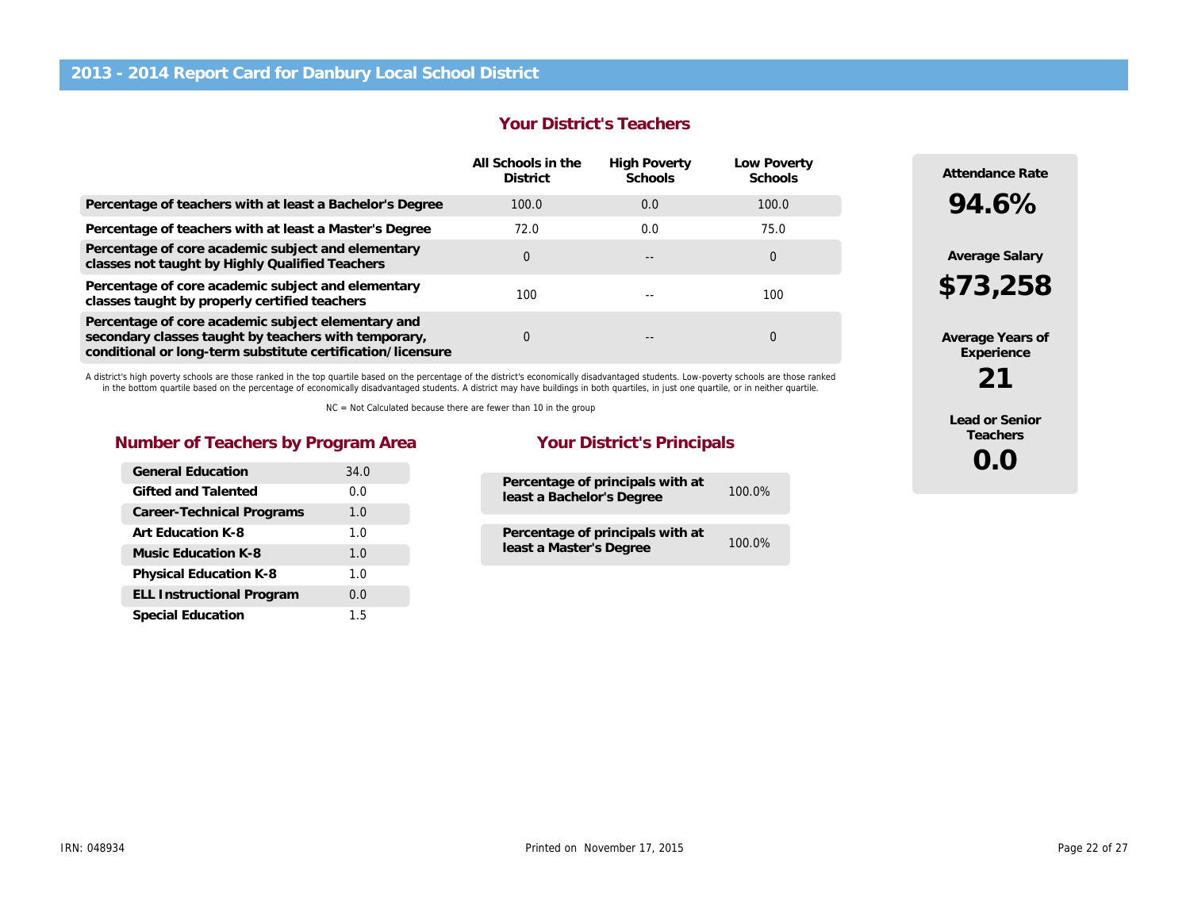# 2013 - 2014 Report Card for Danbury Local School District

## Your District's Teachers

| | All Schools in the District | High Poverty Schools | Low Poverty Schools |
|---|---|---|---|
| **Percentage of teachers with at least a Bachelor's Degree** | 100.0 | 0.0 | 100.0 |
| **Percentage of teachers with at least a Master's Degree** | 72.0 | 0.0 | 75.0 |
| **Percentage of core academic subject and elementary classes not taught by Highly Qualified Teachers** | 0 | -- | 0 |
| **Percentage of core academic subject and elementary classes taught by properly certified teachers** | 100 | -- | 100 |
| **Percentage of core academic subject elementary and secondary classes taught by teachers with temporary, conditional or long-term substitute certification/licensure** | 0 | -- | 0 |

A district's high poverty schools are those ranked in the top quartile based on the percentage of the district's economically disadvantaged students. Low-poverty schools are those ranked in the bottom quartile based on the percentage of economically disadvantaged students. A district may have buildings in both quartiles, in just one quartile, or in neither quartile.

NC = Not Calculated because there are fewer than 10 in the group

**Attendance Rate**
**94.6%**

**Average Salary**
**$73,258**

**Average Years of Experience**
**21**

**Lead or Senior Teachers**
**0.0**

## Number of Teachers by Program Area

| Program Area | Number |
|---|---|
| **General Education** | 34.0 |
| **Gifted and Talented** | 0.0 |
| **Career-Technical Programs** | 1.0 |
| **Art Education K-8** | 1.0 |
| **Music Education K-8** | 1.0 |
| **Physical Education K-8** | 1.0 |
| **ELL Instructional Program** | 0.0 |
| **Special Education** | 1.5 |

## Your District's Principals

| | |
|---|---|
| **Percentage of principals with at least a Bachelor's Degree** | 100.0% |
| **Percentage of principals with at least a Master's Degree** | 100.0% |

IRN: 048934

Printed on November 17, 2015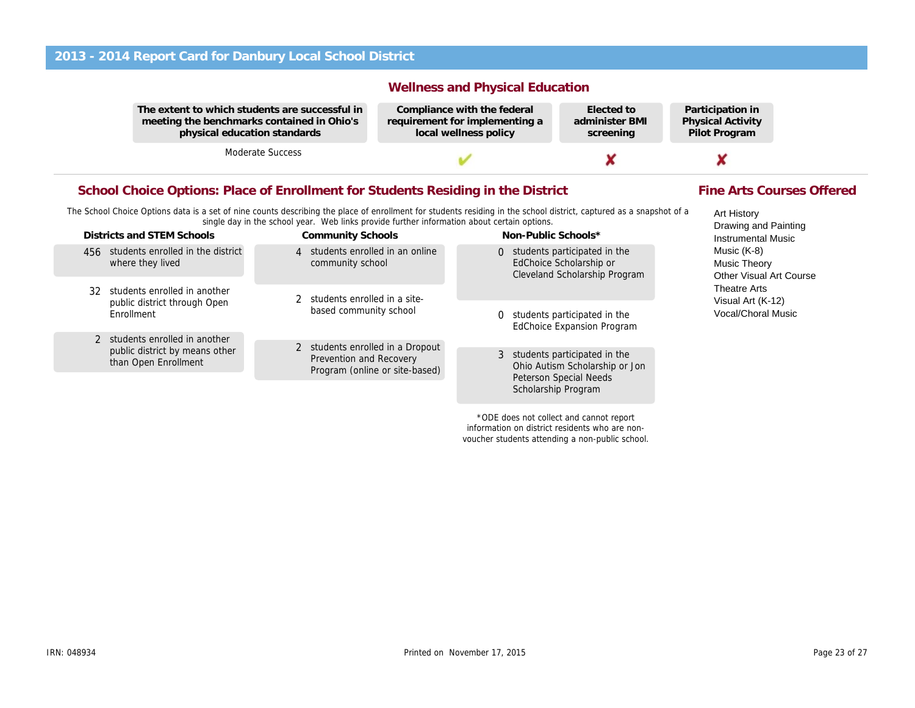## 2013 - 2014 Report Card for Danbury Local School District

### Wellness and Physical Education

| The extent to which students are successful in meeting the benchmarks contained in Ohio's physical education standards | Compliance with the federal requirement for implementing a local wellness policy | Elected to administer BMI screening | Participation in Physical Activity Pilot Program |
|---|---|---|---|
| Moderate Success | ✔ | ✘ | ✘ |

### School Choice Options: Place of Enrollment for Students Residing in the District

The School Choice Options data is a set of nine counts describing the place of enrollment for students residing in the school district, captured as a snapshot of a single day in the school year. Web links provide further information about certain options.

**Districts and STEM Schools**

- 456 students enrolled in the district where they lived
- 32 students enrolled in another public district through Open Enrollment
- 2 students enrolled in another public district by means other than Open Enrollment

**Community Schools**

- 4 students enrolled in an online community school
- 2 students enrolled in a site-based community school
- 2 students enrolled in a Dropout Prevention and Recovery Program (online or site-based)

**Non-Public Schools***

- 0 students participated in the EdChoice Scholarship or Cleveland Scholarship Program
- 0 students participated in the EdChoice Expansion Program
- 3 students participated in the Ohio Autism Scholarship or Jon Peterson Special Needs Scholarship Program

*ODE does not collect and cannot report information on district residents who are non-voucher students attending a non-public school.

### Fine Arts Courses Offered

- Art History
- Drawing and Painting
- Instrumental Music
- Music (K-8)
- Music Theory
- Other Visual Art Course
- Theatre Arts
- Visual Art (K-12)
- Vocal/Choral Music

IRN: 048934

Printed on November 17, 2015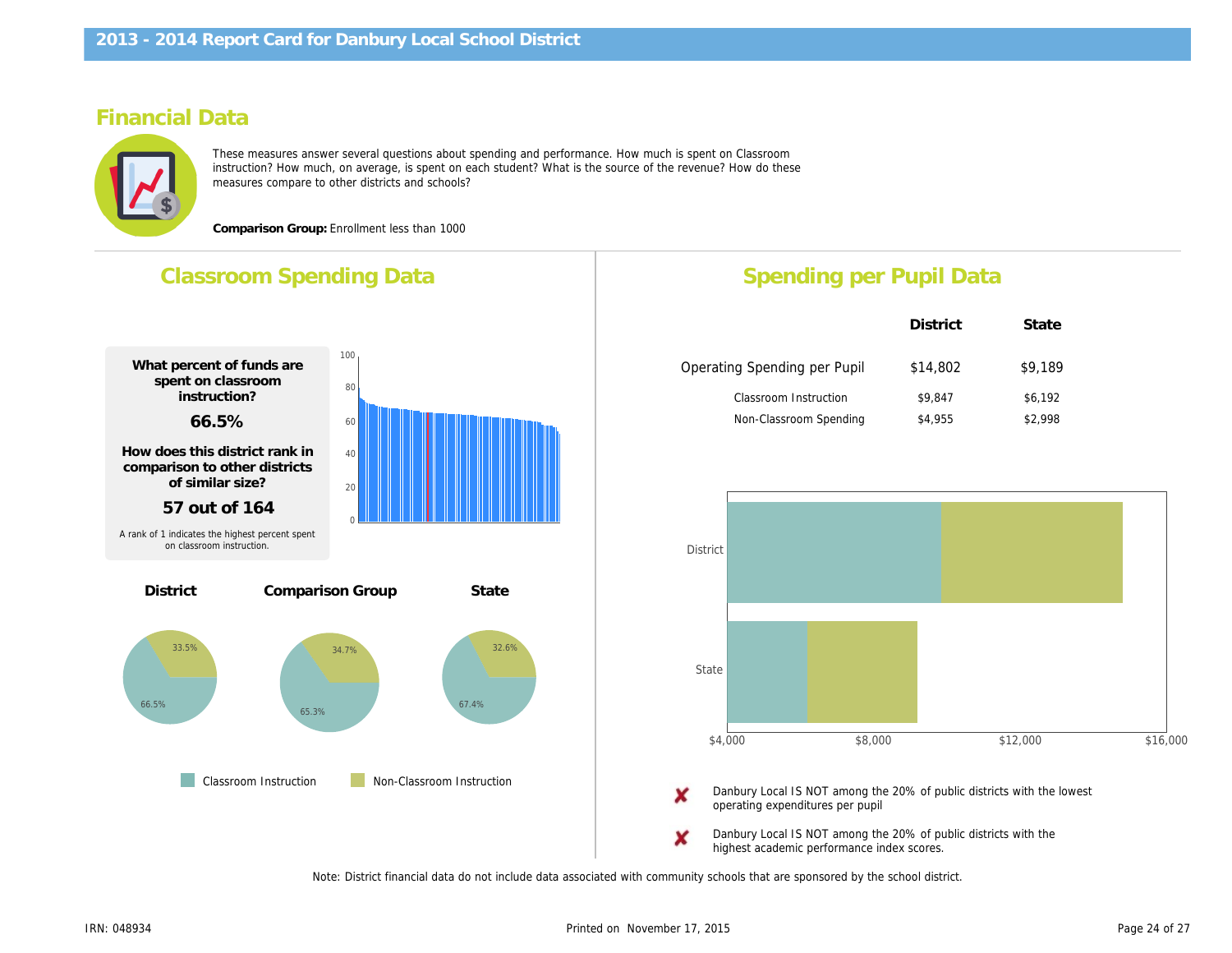# 2013 - 2014 Report Card for Danbury Local School District

## Financial Data

These measures answer several questions about spending and performance. How much is spent on Classroom instruction? How much, on average, is spent on each student? What is the source of the revenue? How do these measures compare to other districts and schools?

**Comparison Group:** Enrollment less than 1000

## Classroom Spending Data

**What percent of funds are spent on classroom instruction?**

**66.5%**

**How does this district rank in comparison to other districts of similar size?**

**57 out of 164**

A rank of 1 indicates the highest percent spent on classroom instruction.

| | District | Comparison Group | State |
|---|---|---|---|
| Classroom Instruction | 66.5% | 65.3% | 67.4% |
| Non-Classroom Instruction | 33.5% | 34.7% | 32.6% |

## Spending per Pupil Data

| | District | State |
|---|---|---|
| Operating Spending per Pupil | $14,802 | $9,189 |
| Classroom Instruction | $9,847 | $6,192 |
| Non-Classroom Spending | $4,955 | $2,998 |

✘ Danbury Local IS NOT among the 20% of public districts with the lowest operating expenditures per pupil

✘ Danbury Local IS NOT among the 20% of public districts with the highest academic performance index scores.

Note: District financial data do not include data associated with community schools that are sponsored by the school district.

IRN: 048934

Printed on November 17, 2015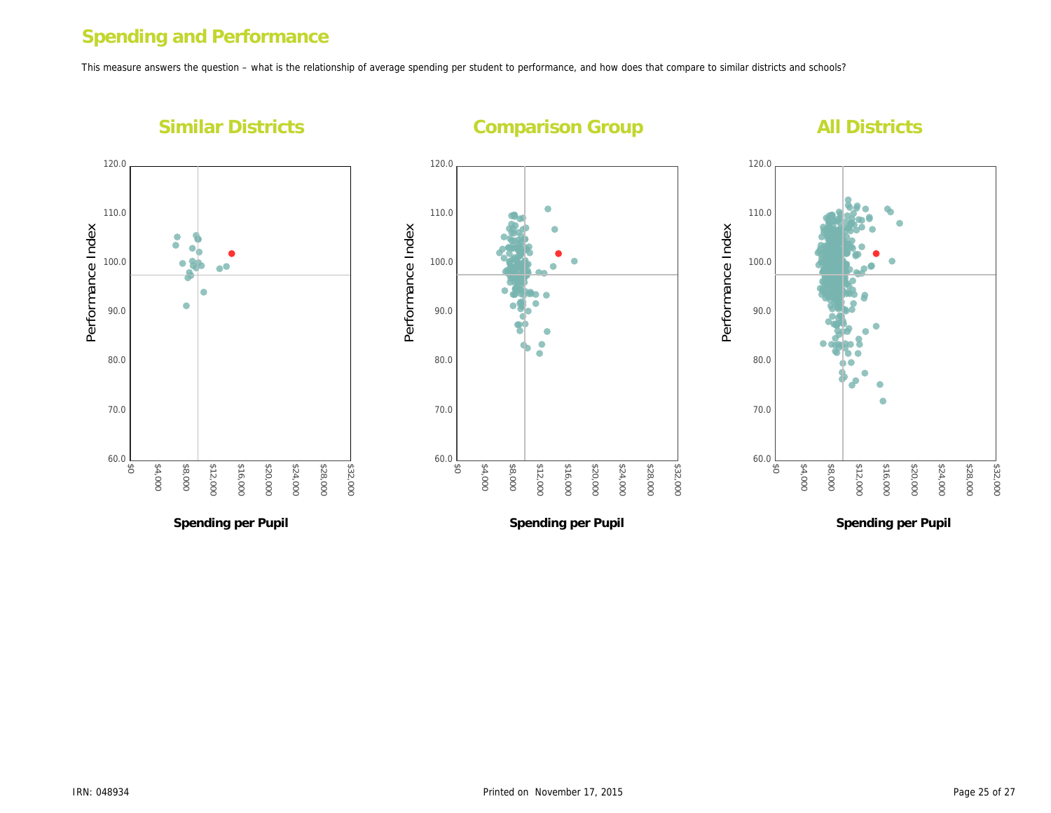# Spending and Performance

This measure answers the question – what is the relationship of average spending per student to performance, and how does that compare to similar districts and schools?

## Similar Districts

Performance Index

120.0
110.0
100.0
90.0
80.0
70.0
60.0

$0 $4,000 $8,000 $12,000 $16,000 $20,000 $24,000 $28,000 $32,000

**Spending per Pupil**

## Comparison Group

Performance Index

120.0
110.0
100.0
90.0
80.0
70.0
60.0

$0 $4,000 $8,000 $12,000 $16,000 $20,000 $24,000 $28,000 $32,000

**Spending per Pupil**

## All Districts

Performance Index

120.0
110.0
100.0
90.0
80.0
70.0
60.0

$0 $4,000 $8,000 $12,000 $16,000 $20,000 $24,000 $28,000 $32,000

**Spending per Pupil**

IRN: 048934

Printed on November 17, 2015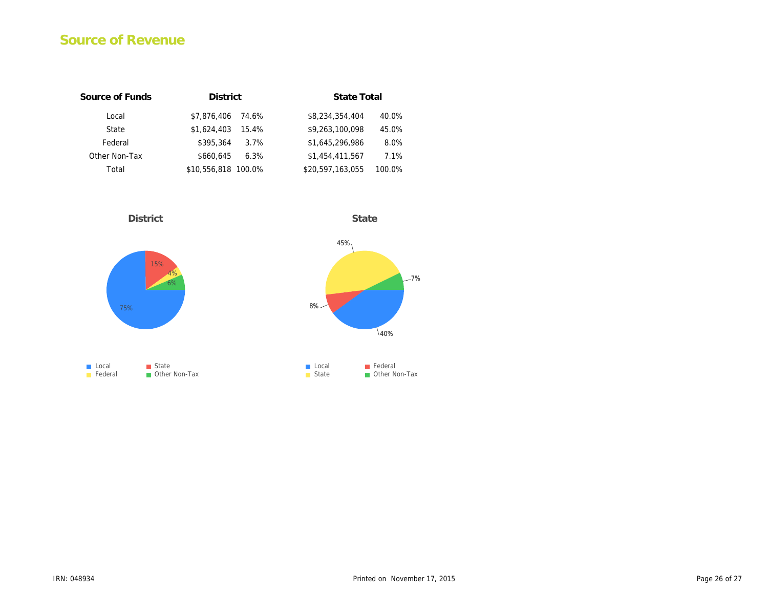# Source of Revenue

| Source of Funds | District | | State Total | |
|---|---|---|---|---|
| Local | $7,876,406 | 74.6% | $8,234,354,404 | 40.0% |
| State | $1,624,403 | 15.4% | $9,263,100,098 | 45.0% |
| Federal | $395,364 | 3.7% | $1,645,296,986 | 8.0% |
| Other Non-Tax | $660,645 | 6.3% | $1,454,411,567 | 7.1% |
| Total | $10,556,818 | 100.0% | $20,597,163,055 | 100.0% |

**District**

75%, 15%, 4%, 6%

Local | State | Federal | Other Non-Tax

**State**

45%, 7%, 8%, 40%

Local | Federal | State | Other Non-Tax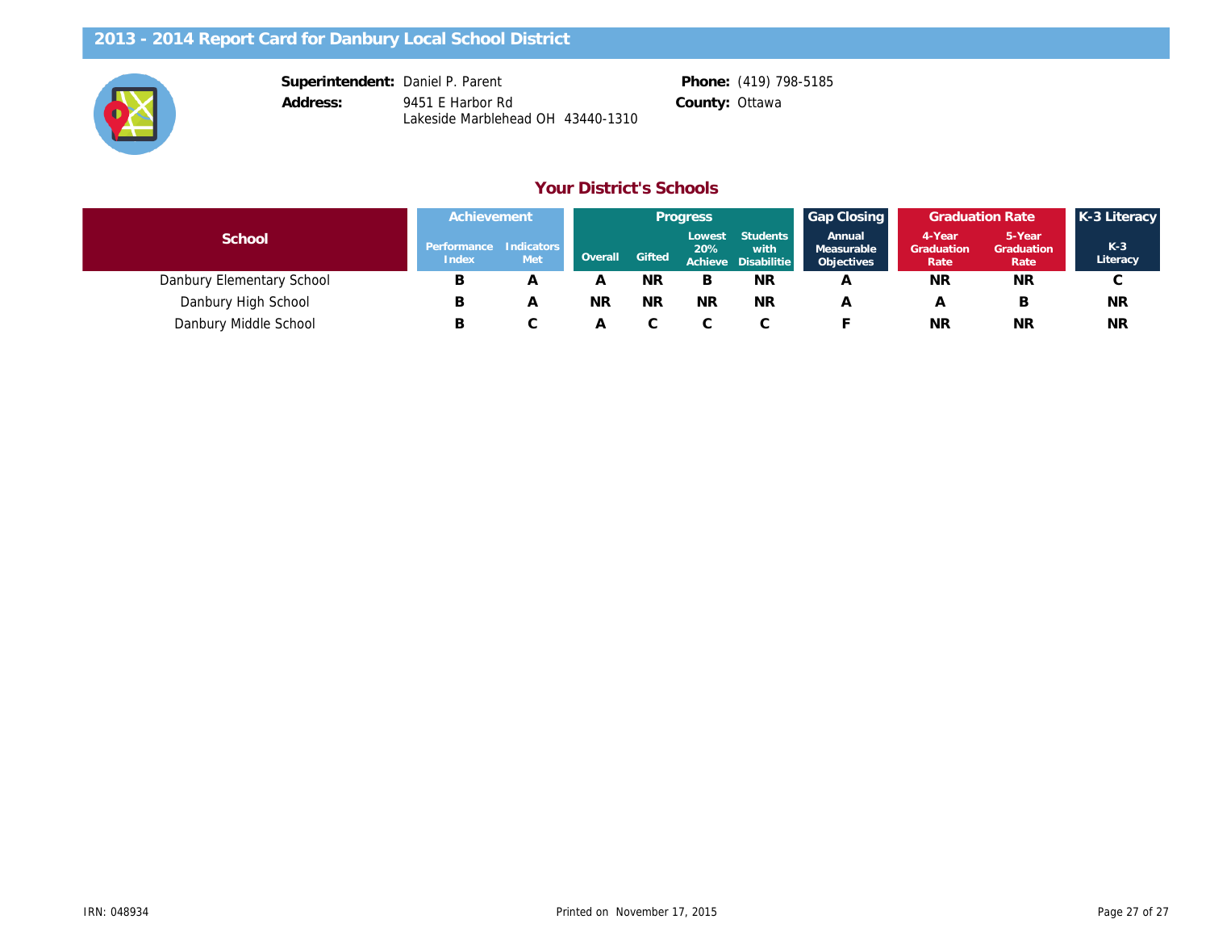# 2013 - 2014 Report Card for Danbury Local School District

**Superintendent:** Daniel P. Parent
**Address:** 9451 E Harbor Rd
Lakeside Marblehead OH 43440-1310

**Phone:** (419) 798-5185
**County:** Ottawa

## Your District's Schools

| School | Achievement | | Progress | | | | Gap Closing | Graduation Rate | | K-3 Literacy |
|---|---|---|---|---|---|---|---|---|---|---|
| | Performance Index | Indicators Met | Overall | Gifted | Lowest 20% Achieve | Students with Disabilitie | Annual Measurable Objectives | 4-Year Graduation Rate | 5-Year Graduation Rate | K-3 Literacy |
| Danbury Elementary School | B | A | A | NR | B | NR | A | NR | NR | C |
| Danbury High School | B | A | NR | NR | NR | NR | A | A | B | NR |
| Danbury Middle School | B | C | A | C | C | C | F | NR | NR | NR |

IRN: 048934

Printed on November 17, 2015